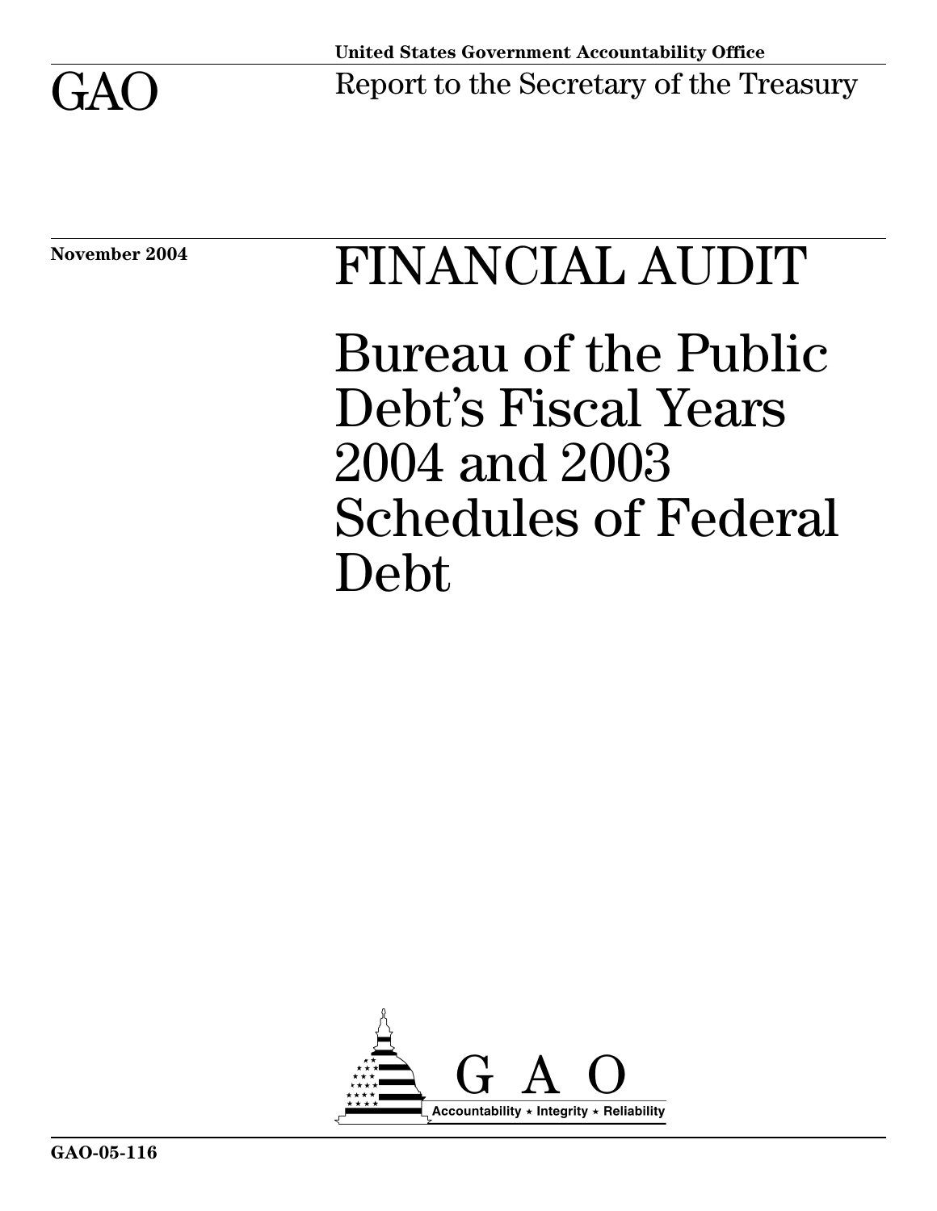United States Government Accountability Office

# GAO

Report to the Secretary of the Treasury

November 2004

# FINANCIAL AUDIT

## Bureau of the Public Debt's Fiscal Years 2004 and 2003 Schedules of Federal Debt

GAO

Accountability ★ Integrity ★ Reliability

GAO-05-116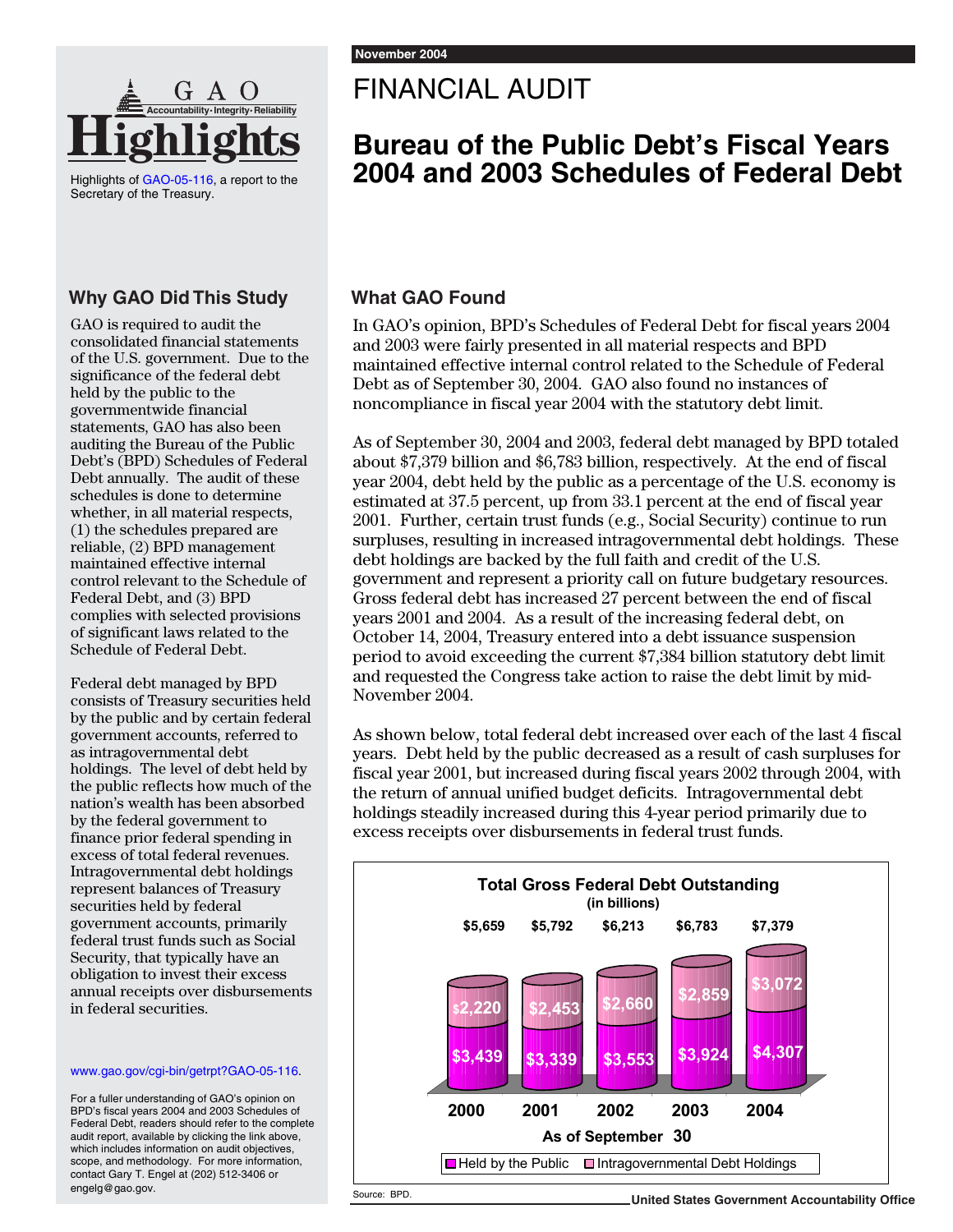November 2004

# FINANCIAL AUDIT

## Bureau of the Public Debt's Fiscal Years 2004 and 2003 Schedules of Federal Debt

**GAO Highlights**

Highlights of GAO-05-116, a report to the Secretary of the Treasury.

### Why GAO Did This Study

GAO is required to audit the consolidated financial statements of the U.S. government. Due to the significance of the federal debt held by the public to the governmentwide financial statements, GAO has also been auditing the Bureau of the Public Debt's (BPD) Schedules of Federal Debt annually. The audit of these schedules is done to determine whether, in all material respects, (1) the schedules prepared are reliable, (2) BPD management maintained effective internal control relevant to the Schedule of Federal Debt, and (3) BPD complies with selected provisions of significant laws related to the Schedule of Federal Debt.

Federal debt managed by BPD consists of Treasury securities held by the public and by certain federal government accounts, referred to as intragovernmental debt holdings. The level of debt held by the public reflects how much of the nation's wealth has been absorbed by the federal government to finance prior federal spending in excess of total federal revenues. Intragovernmental debt holdings represent balances of Treasury securities held by federal government accounts, primarily federal trust funds such as Social Security, that typically have an obligation to invest their excess annual receipts over disbursements in federal securities.

www.gao.gov/cgi-bin/getrpt?GAO-05-116.

For a fuller understanding of GAO's opinion on BPD's fiscal years 2004 and 2003 Schedules of Federal Debt, readers should refer to the complete audit report, available by clicking the link above, which includes information on audit objectives, scope, and methodology. For more information, contact Gary T. Engel at (202) 512-3406 or engelg@gao.gov.

### What GAO Found

In GAO's opinion, BPD's Schedules of Federal Debt for fiscal years 2004 and 2003 were fairly presented in all material respects and BPD maintained effective internal control related to the Schedule of Federal Debt as of September 30, 2004. GAO also found no instances of noncompliance in fiscal year 2004 with the statutory debt limit.

As of September 30, 2004 and 2003, federal debt managed by BPD totaled about $7,379 billion and $6,783 billion, respectively. At the end of fiscal year 2004, debt held by the public as a percentage of the U.S. economy is estimated at 37.5 percent, up from 33.1 percent at the end of fiscal year 2001. Further, certain trust funds (e.g., Social Security) continue to run surpluses, resulting in increased intragovernmental debt holdings. These debt holdings are backed by the full faith and credit of the U.S. government and represent a priority call on future budgetary resources. Gross federal debt has increased 27 percent between the end of fiscal years 2001 and 2004. As a result of the increasing federal debt, on October 14, 2004, Treasury entered into a debt issuance suspension period to avoid exceeding the current $7,384 billion statutory debt limit and requested the Congress take action to raise the debt limit by mid-November 2004.

As shown below, total federal debt increased over each of the last 4 fiscal years. Debt held by the public decreased as a result of cash surpluses for fiscal year 2001, but increased during fiscal years 2002 through 2004, with the return of annual unified budget deficits. Intragovernmental debt holdings steadily increased during this 4-year period primarily due to excess receipts over disbursements in federal trust funds.

**Total Gross Federal Debt Outstanding**
(in billions)

| As of September 30 | 2000 | 2001 | 2002 | 2003 | 2004 |
|---|---|---|---|---|---|
| Held by the Public | $3,439 | $3,339 | $3,553 | $3,924 | $4,307 |
| Intragovernmental Debt Holdings | $2,220 | $2,453 | $2,660 | $2,859 | $3,072 |
| Total | $5,659 | $5,792 | $6,213 | $6,783 | $7,379 |

Source: BPD.

United States Government Accountability Office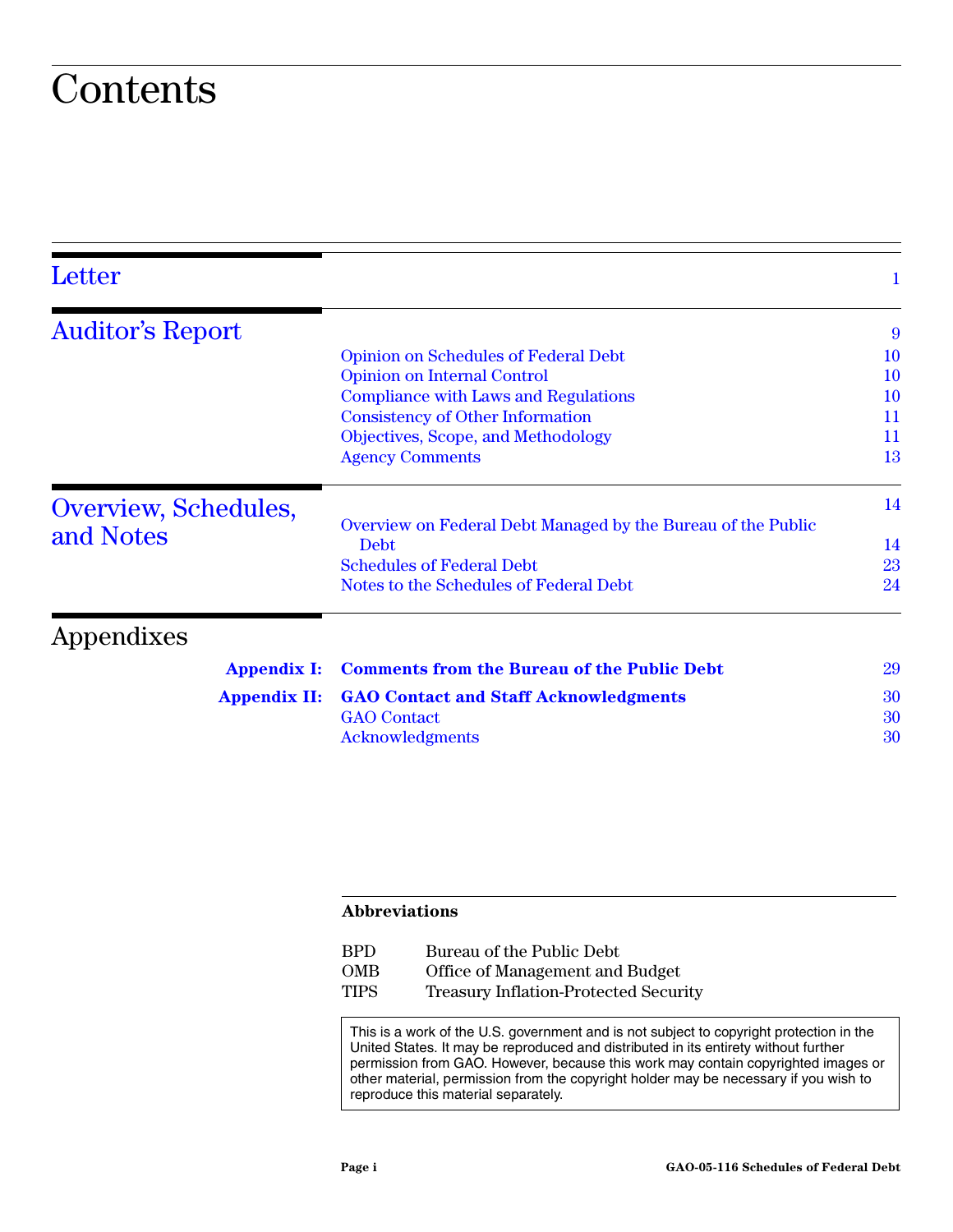# Contents

| | | |
|---|---|---|
| **Letter** | | 1 |
| **Auditor's Report** | | 9 |
| | Opinion on Schedules of Federal Debt | 10 |
| | Opinion on Internal Control | 10 |
| | Compliance with Laws and Regulations | 10 |
| | Consistency of Other Information | 11 |
| | Objectives, Scope, and Methodology | 11 |
| | Agency Comments | 13 |
| **Overview, Schedules, and Notes** | | 14 |
| | Overview on Federal Debt Managed by the Bureau of the Public Debt | 14 |
| | Schedules of Federal Debt | 23 |
| | Notes to the Schedules of Federal Debt | 24 |

## Appendixes

| | | |
|---|---|---|
| **Appendix I:** | **Comments from the Bureau of the Public Debt** | 29 |
| **Appendix II:** | **GAO Contact and Staff Acknowledgments** | 30 |
| | GAO Contact | 30 |
| | Acknowledgments | 30 |

**Abbreviations**

| | |
|---|---|
| BPD | Bureau of the Public Debt |
| OMB | Office of Management and Budget |
| TIPS | Treasury Inflation-Protected Security |

This is a work of the U.S. government and is not subject to copyright protection in the United States. It may be reproduced and distributed in its entirety without further permission from GAO. However, because this work may contain copyrighted images or other material, permission from the copyright holder may be necessary if you wish to reproduce this material separately.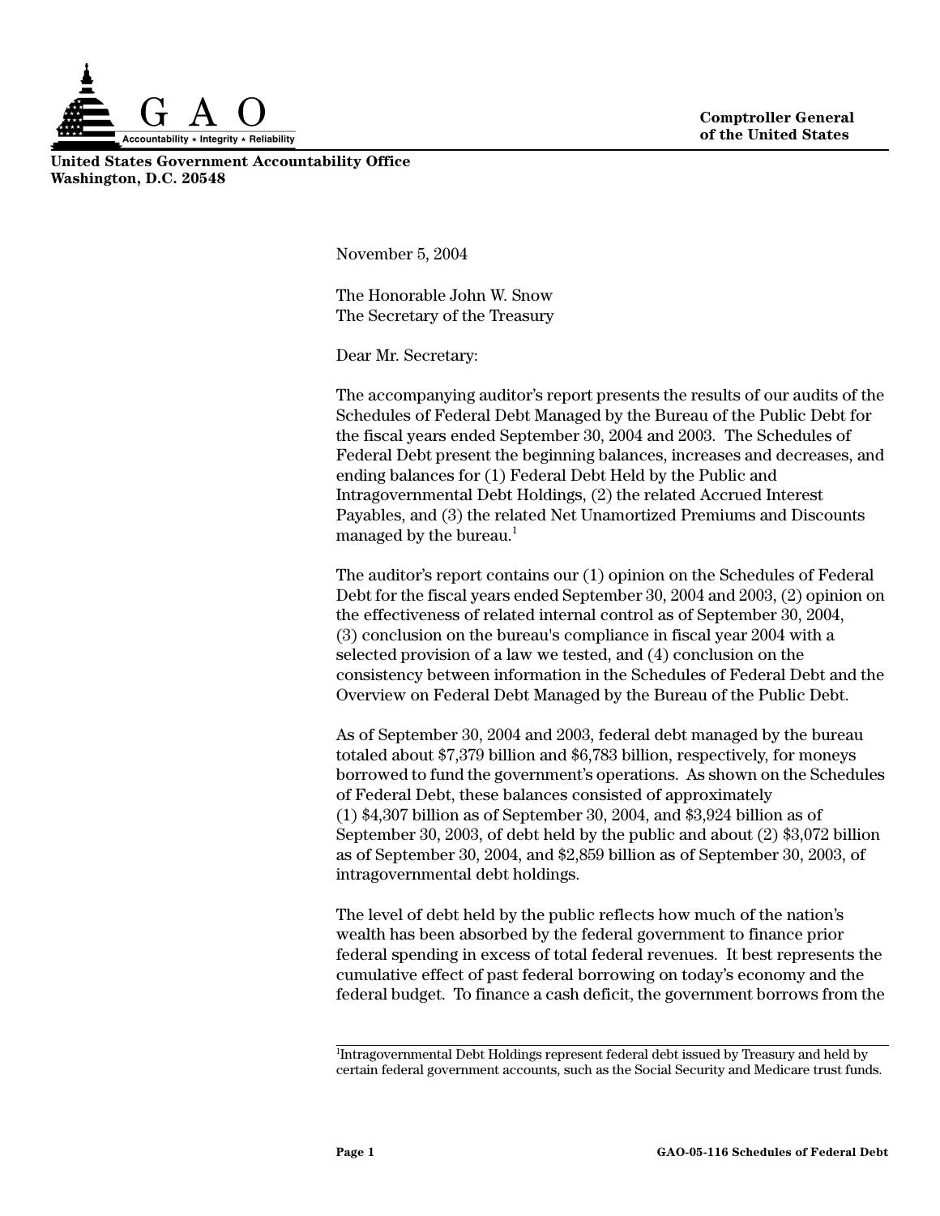**Comptroller General of the United States**

**United States Government Accountability Office**
**Washington, D.C. 20548**

November 5, 2004

The Honorable John W. Snow
The Secretary of the Treasury

Dear Mr. Secretary:

The accompanying auditor's report presents the results of our audits of the Schedules of Federal Debt Managed by the Bureau of the Public Debt for the fiscal years ended September 30, 2004 and 2003. The Schedules of Federal Debt present the beginning balances, increases and decreases, and ending balances for (1) Federal Debt Held by the Public and Intragovernmental Debt Holdings, (2) the related Accrued Interest Payables, and (3) the related Net Unamortized Premiums and Discounts managed by the bureau.[1]

The auditor's report contains our (1) opinion on the Schedules of Federal Debt for the fiscal years ended September 30, 2004 and 2003, (2) opinion on the effectiveness of related internal control as of September 30, 2004, (3) conclusion on the bureau's compliance in fiscal year 2004 with a selected provision of a law we tested, and (4) conclusion on the consistency between information in the Schedules of Federal Debt and the Overview on Federal Debt Managed by the Bureau of the Public Debt.

As of September 30, 2004 and 2003, federal debt managed by the bureau totaled about $7,379 billion and $6,783 billion, respectively, for moneys borrowed to fund the government's operations. As shown on the Schedules of Federal Debt, these balances consisted of approximately (1) $4,307 billion as of September 30, 2004, and $3,924 billion as of September 30, 2003, of debt held by the public and about (2) $3,072 billion as of September 30, 2004, and $2,859 billion as of September 30, 2003, of intragovernmental debt holdings.

The level of debt held by the public reflects how much of the nation's wealth has been absorbed by the federal government to finance prior federal spending in excess of total federal revenues. It best represents the cumulative effect of past federal borrowing on today's economy and the federal budget. To finance a cash deficit, the government borrows from the

[1] Intragovernmental Debt Holdings represent federal debt issued by Treasury and held by certain federal government accounts, such as the Social Security and Medicare trust funds.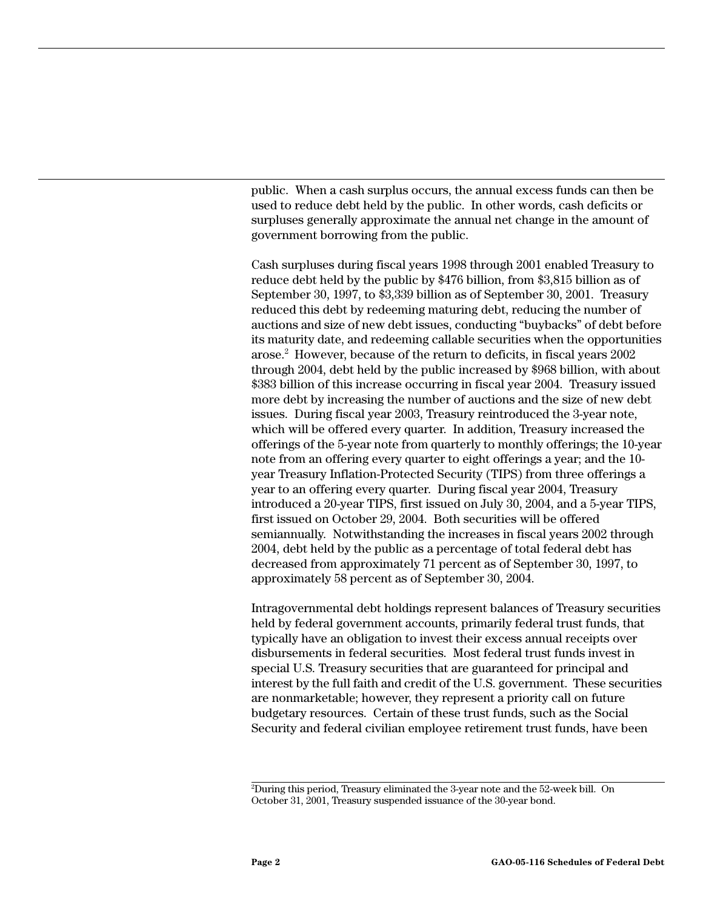public. When a cash surplus occurs, the annual excess funds can then be used to reduce debt held by the public. In other words, cash deficits or surpluses generally approximate the annual net change in the amount of government borrowing from the public.

Cash surpluses during fiscal years 1998 through 2001 enabled Treasury to reduce debt held by the public by $476 billion, from $3,815 billion as of September 30, 1997, to $3,339 billion as of September 30, 2001. Treasury reduced this debt by redeeming maturing debt, reducing the number of auctions and size of new debt issues, conducting "buybacks" of debt before its maturity date, and redeeming callable securities when the opportunities arose.[2] However, because of the return to deficits, in fiscal years 2002 through 2004, debt held by the public increased by $968 billion, with about $383 billion of this increase occurring in fiscal year 2004. Treasury issued more debt by increasing the number of auctions and the size of new debt issues. During fiscal year 2003, Treasury reintroduced the 3-year note, which will be offered every quarter. In addition, Treasury increased the offerings of the 5-year note from quarterly to monthly offerings; the 10-year note from an offering every quarter to eight offerings a year; and the 10-year Treasury Inflation-Protected Security (TIPS) from three offerings a year to an offering every quarter. During fiscal year 2004, Treasury introduced a 20-year TIPS, first issued on July 30, 2004, and a 5-year TIPS, first issued on October 29, 2004. Both securities will be offered semiannually. Notwithstanding the increases in fiscal years 2002 through 2004, debt held by the public as a percentage of total federal debt has decreased from approximately 71 percent as of September 30, 1997, to approximately 58 percent as of September 30, 2004.

Intragovernmental debt holdings represent balances of Treasury securities held by federal government accounts, primarily federal trust funds, that typically have an obligation to invest their excess annual receipts over disbursements in federal securities. Most federal trust funds invest in special U.S. Treasury securities that are guaranteed for principal and interest by the full faith and credit of the U.S. government. These securities are nonmarketable; however, they represent a priority call on future budgetary resources. Certain of these trust funds, such as the Social Security and federal civilian employee retirement trust funds, have been

[2]During this period, Treasury eliminated the 3-year note and the 52-week bill. On October 31, 2001, Treasury suspended issuance of the 30-year bond.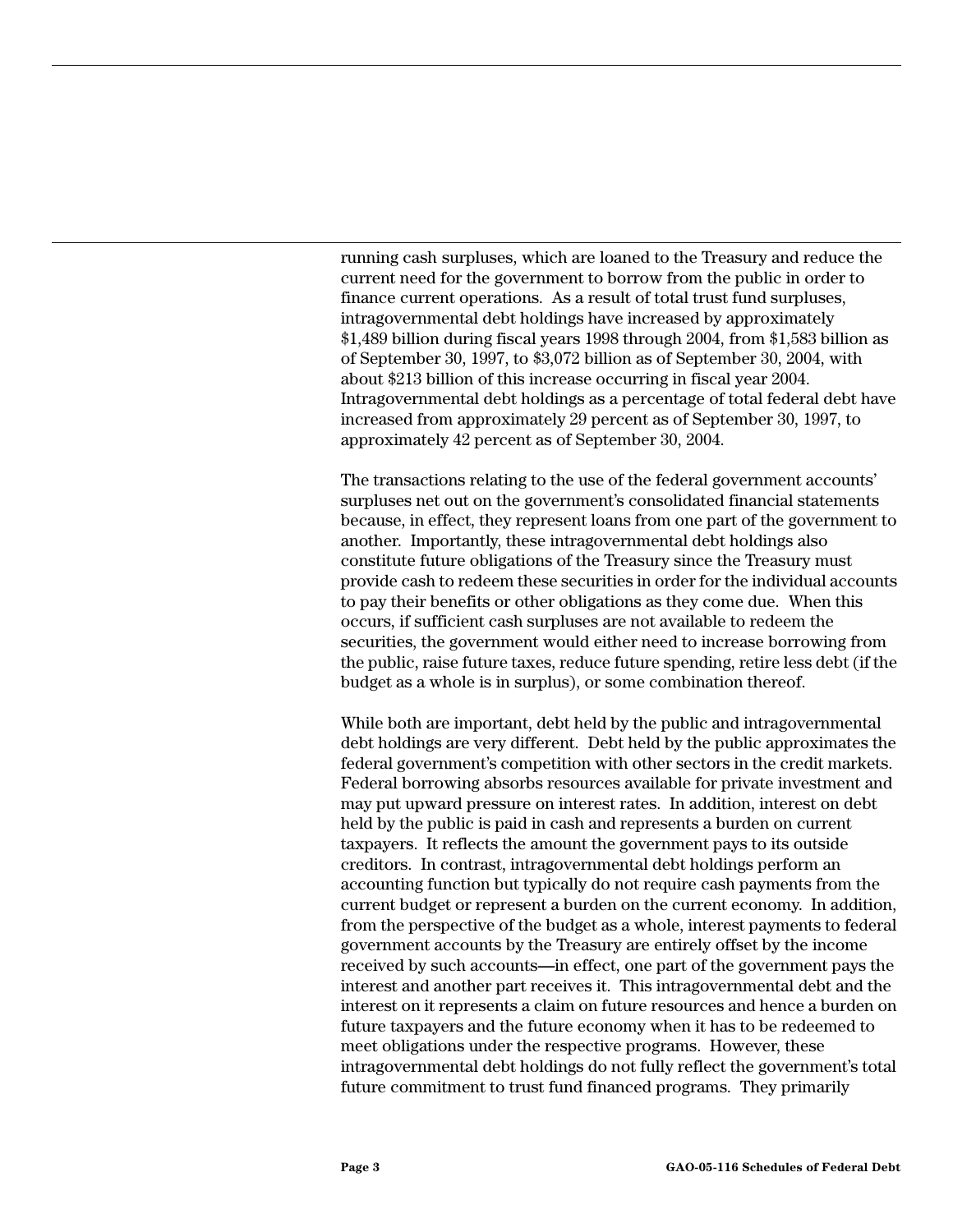running cash surpluses, which are loaned to the Treasury and reduce the current need for the government to borrow from the public in order to finance current operations. As a result of total trust fund surpluses, intragovernmental debt holdings have increased by approximately $1,489 billion during fiscal years 1998 through 2004, from $1,583 billion as of September 30, 1997, to $3,072 billion as of September 30, 2004, with about $213 billion of this increase occurring in fiscal year 2004. Intragovernmental debt holdings as a percentage of total federal debt have increased from approximately 29 percent as of September 30, 1997, to approximately 42 percent as of September 30, 2004.

The transactions relating to the use of the federal government accounts' surpluses net out on the government's consolidated financial statements because, in effect, they represent loans from one part of the government to another. Importantly, these intragovernmental debt holdings also constitute future obligations of the Treasury since the Treasury must provide cash to redeem these securities in order for the individual accounts to pay their benefits or other obligations as they come due. When this occurs, if sufficient cash surpluses are not available to redeem the securities, the government would either need to increase borrowing from the public, raise future taxes, reduce future spending, retire less debt (if the budget as a whole is in surplus), or some combination thereof.

While both are important, debt held by the public and intragovernmental debt holdings are very different. Debt held by the public approximates the federal government's competition with other sectors in the credit markets. Federal borrowing absorbs resources available for private investment and may put upward pressure on interest rates. In addition, interest on debt held by the public is paid in cash and represents a burden on current taxpayers. It reflects the amount the government pays to its outside creditors. In contrast, intragovernmental debt holdings perform an accounting function but typically do not require cash payments from the current budget or represent a burden on the current economy. In addition, from the perspective of the budget as a whole, interest payments to federal government accounts by the Treasury are entirely offset by the income received by such accounts—in effect, one part of the government pays the interest and another part receives it. This intragovernmental debt and the interest on it represents a claim on future resources and hence a burden on future taxpayers and the future economy when it has to be redeemed to meet obligations under the respective programs. However, these intragovernmental debt holdings do not fully reflect the government's total future commitment to trust fund financed programs. They primarily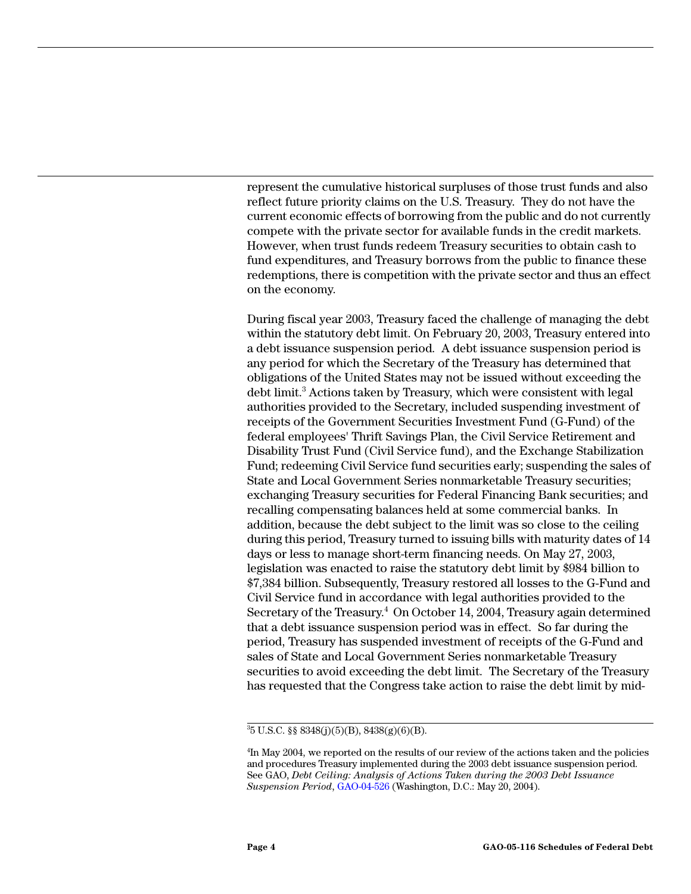represent the cumulative historical surpluses of those trust funds and also reflect future priority claims on the U.S. Treasury. They do not have the current economic effects of borrowing from the public and do not currently compete with the private sector for available funds in the credit markets. However, when trust funds redeem Treasury securities to obtain cash to fund expenditures, and Treasury borrows from the public to finance these redemptions, there is competition with the private sector and thus an effect on the economy.

During fiscal year 2003, Treasury faced the challenge of managing the debt within the statutory debt limit. On February 20, 2003, Treasury entered into a debt issuance suspension period. A debt issuance suspension period is any period for which the Secretary of the Treasury has determined that obligations of the United States may not be issued without exceeding the debt limit.[3] Actions taken by Treasury, which were consistent with legal authorities provided to the Secretary, included suspending investment of receipts of the Government Securities Investment Fund (G-Fund) of the federal employees' Thrift Savings Plan, the Civil Service Retirement and Disability Trust Fund (Civil Service fund), and the Exchange Stabilization Fund; redeeming Civil Service fund securities early; suspending the sales of State and Local Government Series nonmarketable Treasury securities; exchanging Treasury securities for Federal Financing Bank securities; and recalling compensating balances held at some commercial banks. In addition, because the debt subject to the limit was so close to the ceiling during this period, Treasury turned to issuing bills with maturity dates of 14 days or less to manage short-term financing needs. On May 27, 2003, legislation was enacted to raise the statutory debt limit by $984 billion to $7,384 billion. Subsequently, Treasury restored all losses to the G-Fund and Civil Service fund in accordance with legal authorities provided to the Secretary of the Treasury.[4] On October 14, 2004, Treasury again determined that a debt issuance suspension period was in effect. So far during the period, Treasury has suspended investment of receipts of the G-Fund and sales of State and Local Government Series nonmarketable Treasury securities to avoid exceeding the debt limit. The Secretary of the Treasury has requested that the Congress take action to raise the debt limit by mid-

[3] 5 U.S.C. §§ 8348(j)(5)(B), 8438(g)(6)(B).

[4] In May 2004, we reported on the results of our review of the actions taken and the policies and procedures Treasury implemented during the 2003 debt issuance suspension period. See GAO, *Debt Ceiling: Analysis of Actions Taken during the 2003 Debt Issuance Suspension Period*, GAO-04-526 (Washington, D.C.: May 20, 2004).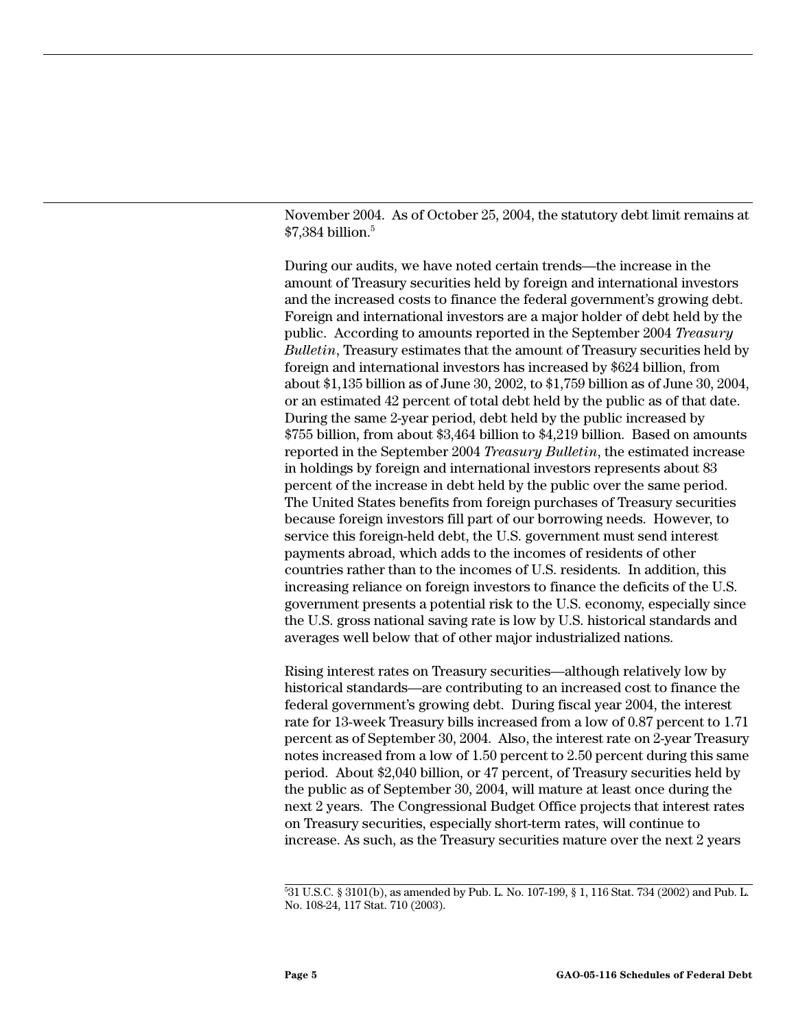November 2004. As of October 25, 2004, the statutory debt limit remains at $7,384 billion.[5]

During our audits, we have noted certain trends—the increase in the amount of Treasury securities held by foreign and international investors and the increased costs to finance the federal government's growing debt. Foreign and international investors are a major holder of debt held by the public. According to amounts reported in the September 2004 *Treasury Bulletin*, Treasury estimates that the amount of Treasury securities held by foreign and international investors has increased by $624 billion, from about $1,135 billion as of June 30, 2002, to $1,759 billion as of June 30, 2004, or an estimated 42 percent of total debt held by the public as of that date. During the same 2-year period, debt held by the public increased by $755 billion, from about $3,464 billion to $4,219 billion. Based on amounts reported in the September 2004 *Treasury Bulletin*, the estimated increase in holdings by foreign and international investors represents about 83 percent of the increase in debt held by the public over the same period. The United States benefits from foreign purchases of Treasury securities because foreign investors fill part of our borrowing needs. However, to service this foreign-held debt, the U.S. government must send interest payments abroad, which adds to the incomes of residents of other countries rather than to the incomes of U.S. residents. In addition, this increasing reliance on foreign investors to finance the deficits of the U.S. government presents a potential risk to the U.S. economy, especially since the U.S. gross national saving rate is low by U.S. historical standards and averages well below that of other major industrialized nations.

Rising interest rates on Treasury securities—although relatively low by historical standards—are contributing to an increased cost to finance the federal government's growing debt. During fiscal year 2004, the interest rate for 13-week Treasury bills increased from a low of 0.87 percent to 1.71 percent as of September 30, 2004. Also, the interest rate on 2-year Treasury notes increased from a low of 1.50 percent to 2.50 percent during this same period. About $2,040 billion, or 47 percent, of Treasury securities held by the public as of September 30, 2004, will mature at least once during the next 2 years. The Congressional Budget Office projects that interest rates on Treasury securities, especially short-term rates, will continue to increase. As such, as the Treasury securities mature over the next 2 years

[5] 31 U.S.C. § 3101(b), as amended by Pub. L. No. 107-199, § 1, 116 Stat. 734 (2002) and Pub. L. No. 108-24, 117 Stat. 710 (2003).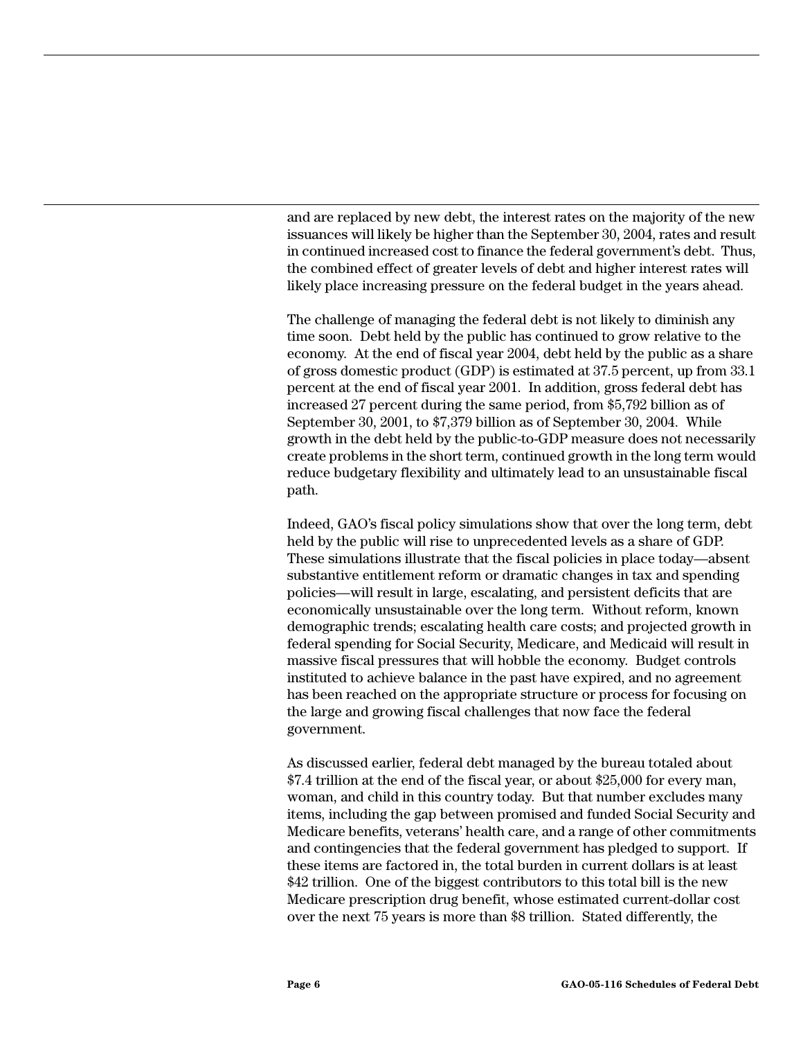and are replaced by new debt, the interest rates on the majority of the new issuances will likely be higher than the September 30, 2004, rates and result in continued increased cost to finance the federal government's debt. Thus, the combined effect of greater levels of debt and higher interest rates will likely place increasing pressure on the federal budget in the years ahead.

The challenge of managing the federal debt is not likely to diminish any time soon. Debt held by the public has continued to grow relative to the economy. At the end of fiscal year 2004, debt held by the public as a share of gross domestic product (GDP) is estimated at 37.5 percent, up from 33.1 percent at the end of fiscal year 2001. In addition, gross federal debt has increased 27 percent during the same period, from $5,792 billion as of September 30, 2001, to $7,379 billion as of September 30, 2004. While growth in the debt held by the public-to-GDP measure does not necessarily create problems in the short term, continued growth in the long term would reduce budgetary flexibility and ultimately lead to an unsustainable fiscal path.

Indeed, GAO's fiscal policy simulations show that over the long term, debt held by the public will rise to unprecedented levels as a share of GDP. These simulations illustrate that the fiscal policies in place today—absent substantive entitlement reform or dramatic changes in tax and spending policies—will result in large, escalating, and persistent deficits that are economically unsustainable over the long term. Without reform, known demographic trends; escalating health care costs; and projected growth in federal spending for Social Security, Medicare, and Medicaid will result in massive fiscal pressures that will hobble the economy. Budget controls instituted to achieve balance in the past have expired, and no agreement has been reached on the appropriate structure or process for focusing on the large and growing fiscal challenges that now face the federal government.

As discussed earlier, federal debt managed by the bureau totaled about $7.4 trillion at the end of the fiscal year, or about $25,000 for every man, woman, and child in this country today. But that number excludes many items, including the gap between promised and funded Social Security and Medicare benefits, veterans' health care, and a range of other commitments and contingencies that the federal government has pledged to support. If these items are factored in, the total burden in current dollars is at least $42 trillion. One of the biggest contributors to this total bill is the new Medicare prescription drug benefit, whose estimated current-dollar cost over the next 75 years is more than $8 trillion. Stated differently, the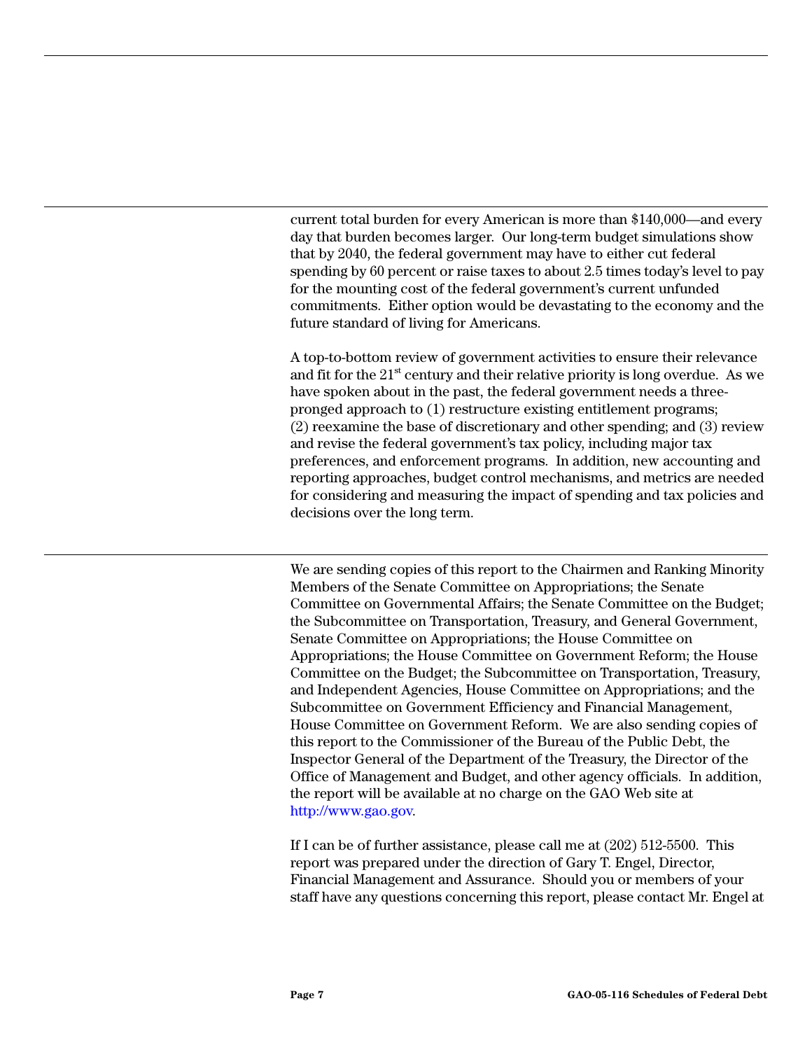current total burden for every American is more than $140,000—and every day that burden becomes larger. Our long-term budget simulations show that by 2040, the federal government may have to either cut federal spending by 60 percent or raise taxes to about 2.5 times today's level to pay for the mounting cost of the federal government's current unfunded commitments. Either option would be devastating to the economy and the future standard of living for Americans.

A top-to-bottom review of government activities to ensure their relevance and fit for the 21st century and their relative priority is long overdue. As we have spoken about in the past, the federal government needs a three-pronged approach to (1) restructure existing entitlement programs; (2) reexamine the base of discretionary and other spending; and (3) review and revise the federal government's tax policy, including major tax preferences, and enforcement programs. In addition, new accounting and reporting approaches, budget control mechanisms, and metrics are needed for considering and measuring the impact of spending and tax policies and decisions over the long term.

We are sending copies of this report to the Chairmen and Ranking Minority Members of the Senate Committee on Appropriations; the Senate Committee on Governmental Affairs; the Senate Committee on the Budget; the Subcommittee on Transportation, Treasury, and General Government, Senate Committee on Appropriations; the House Committee on Appropriations; the House Committee on Government Reform; the House Committee on the Budget; the Subcommittee on Transportation, Treasury, and Independent Agencies, House Committee on Appropriations; and the Subcommittee on Government Efficiency and Financial Management, House Committee on Government Reform. We are also sending copies of this report to the Commissioner of the Bureau of the Public Debt, the Inspector General of the Department of the Treasury, the Director of the Office of Management and Budget, and other agency officials. In addition, the report will be available at no charge on the GAO Web site at http://www.gao.gov.

If I can be of further assistance, please call me at (202) 512-5500. This report was prepared under the direction of Gary T. Engel, Director, Financial Management and Assurance. Should you or members of your staff have any questions concerning this report, please contact Mr. Engel at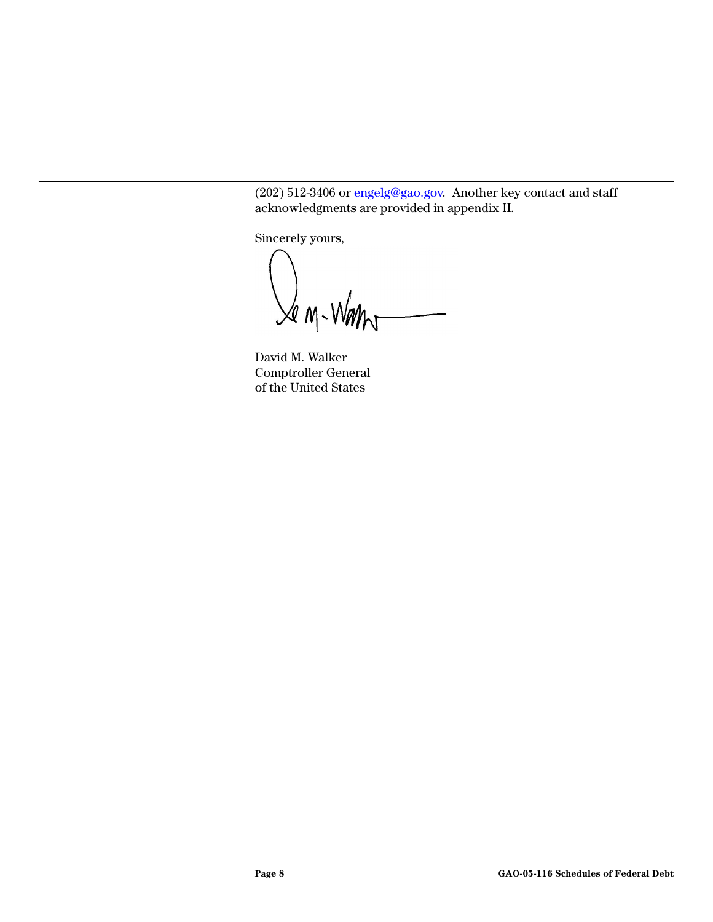(202) 512-3406 or engelg@gao.gov. Another key contact and staff acknowledgments are provided in appendix II.

Sincerely yours,

David M. Walker
Comptroller General
of the United States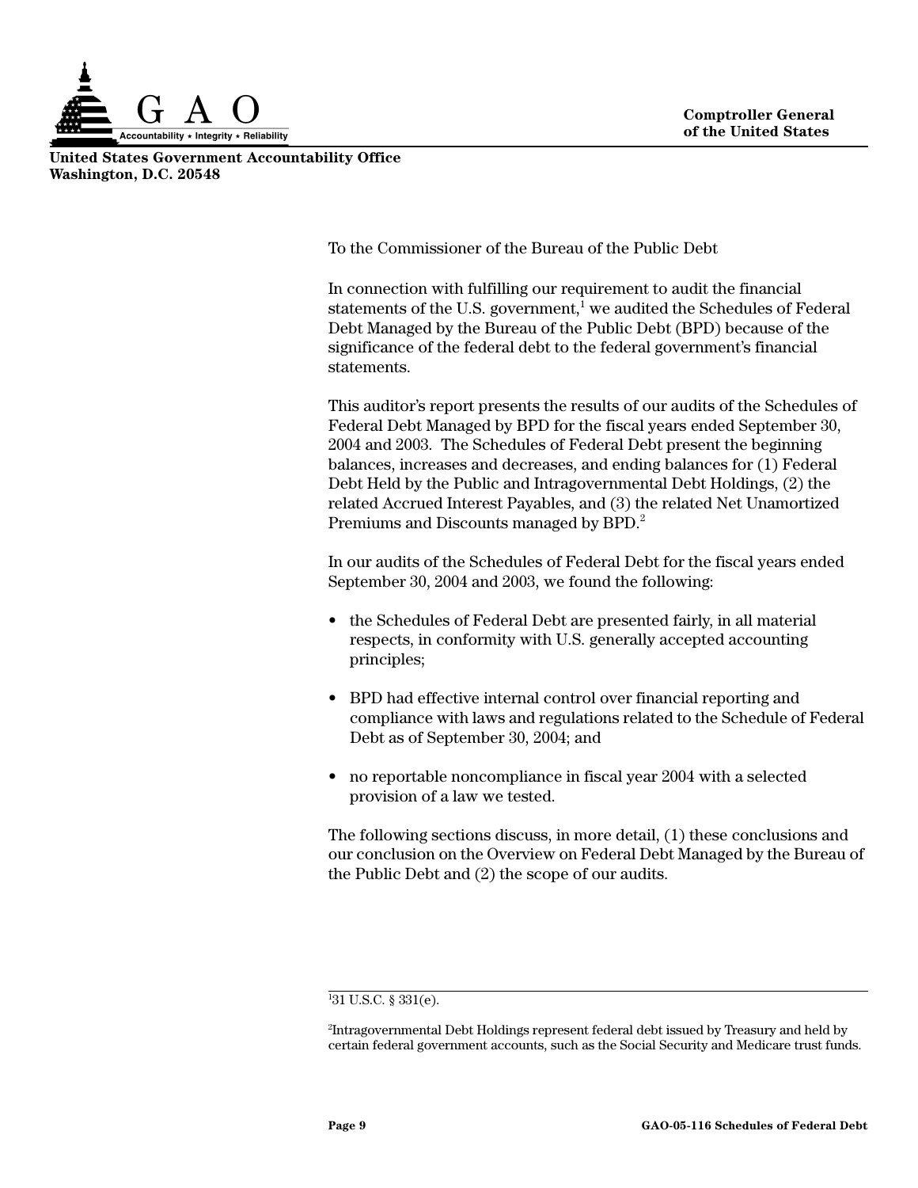**United States Government Accountability Office**
**Washington, D.C. 20548**

**Comptroller General of the United States**

To the Commissioner of the Bureau of the Public Debt

In connection with fulfilling our requirement to audit the financial statements of the U.S. government,[1] we audited the Schedules of Federal Debt Managed by the Bureau of the Public Debt (BPD) because of the significance of the federal debt to the federal government's financial statements.

This auditor's report presents the results of our audits of the Schedules of Federal Debt Managed by BPD for the fiscal years ended September 30, 2004 and 2003. The Schedules of Federal Debt present the beginning balances, increases and decreases, and ending balances for (1) Federal Debt Held by the Public and Intragovernmental Debt Holdings, (2) the related Accrued Interest Payables, and (3) the related Net Unamortized Premiums and Discounts managed by BPD.[2]

In our audits of the Schedules of Federal Debt for the fiscal years ended September 30, 2004 and 2003, we found the following:

- the Schedules of Federal Debt are presented fairly, in all material respects, in conformity with U.S. generally accepted accounting principles;
- BPD had effective internal control over financial reporting and compliance with laws and regulations related to the Schedule of Federal Debt as of September 30, 2004; and
- no reportable noncompliance in fiscal year 2004 with a selected provision of a law we tested.

The following sections discuss, in more detail, (1) these conclusions and our conclusion on the Overview on Federal Debt Managed by the Bureau of the Public Debt and (2) the scope of our audits.

---

[1] 31 U.S.C. § 331(e).

[2] Intragovernmental Debt Holdings represent federal debt issued by Treasury and held by certain federal government accounts, such as the Social Security and Medicare trust funds.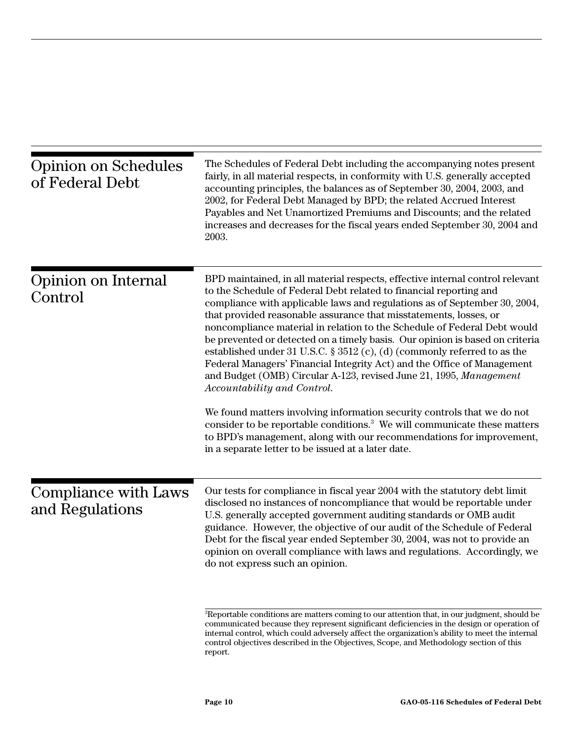## Opinion on Schedules of Federal Debt

The Schedules of Federal Debt including the accompanying notes present fairly, in all material respects, in conformity with U.S. generally accepted accounting principles, the balances as of September 30, 2004, 2003, and 2002, for Federal Debt Managed by BPD; the related Accrued Interest Payables and Net Unamortized Premiums and Discounts; and the related increases and decreases for the fiscal years ended September 30, 2004 and 2003.

## Opinion on Internal Control

BPD maintained, in all material respects, effective internal control relevant to the Schedule of Federal Debt related to financial reporting and compliance with applicable laws and regulations as of September 30, 2004, that provided reasonable assurance that misstatements, losses, or noncompliance material in relation to the Schedule of Federal Debt would be prevented or detected on a timely basis. Our opinion is based on criteria established under 31 U.S.C. § 3512 (c), (d) (commonly referred to as the Federal Managers' Financial Integrity Act) and the Office of Management and Budget (OMB) Circular A-123, revised June 21, 1995, *Management Accountability and Control.*

We found matters involving information security controls that we do not consider to be reportable conditions.[3] We will communicate these matters to BPD's management, along with our recommendations for improvement, in a separate letter to be issued at a later date.

## Compliance with Laws and Regulations

Our tests for compliance in fiscal year 2004 with the statutory debt limit disclosed no instances of noncompliance that would be reportable under U.S. generally accepted government auditing standards or OMB audit guidance. However, the objective of our audit of the Schedule of Federal Debt for the fiscal year ended September 30, 2004, was not to provide an opinion on overall compliance with laws and regulations. Accordingly, we do not express such an opinion.

[3]Reportable conditions are matters coming to our attention that, in our judgment, should be communicated because they represent significant deficiencies in the design or operation of internal control, which could adversely affect the organization's ability to meet the internal control objectives described in the Objectives, Scope, and Methodology section of this report.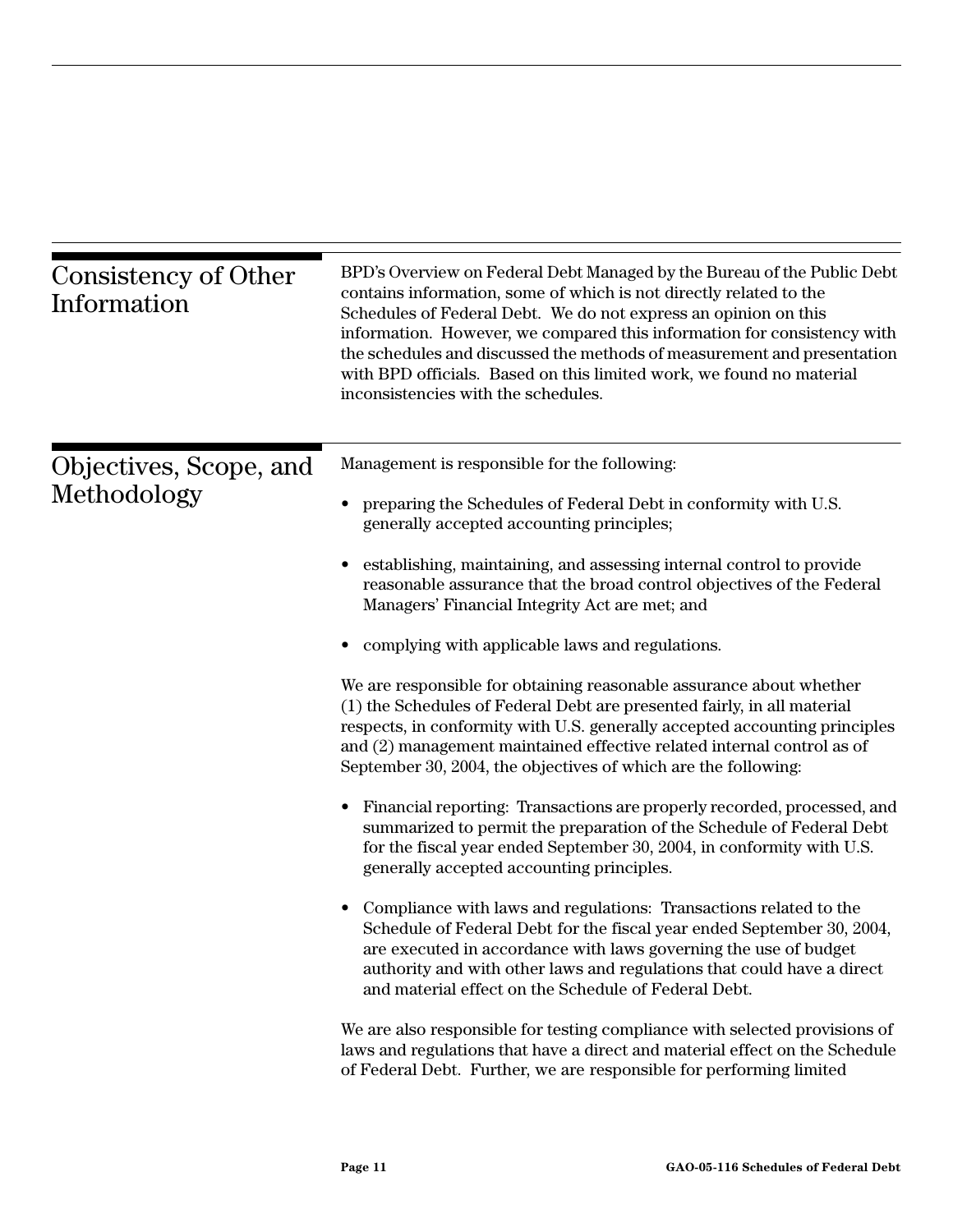## Consistency of Other Information

BPD's Overview on Federal Debt Managed by the Bureau of the Public Debt contains information, some of which is not directly related to the Schedules of Federal Debt. We do not express an opinion on this information. However, we compared this information for consistency with the schedules and discussed the methods of measurement and presentation with BPD officials. Based on this limited work, we found no material inconsistencies with the schedules.

## Objectives, Scope, and Methodology

Management is responsible for the following:

- preparing the Schedules of Federal Debt in conformity with U.S. generally accepted accounting principles;
- establishing, maintaining, and assessing internal control to provide reasonable assurance that the broad control objectives of the Federal Managers' Financial Integrity Act are met; and
- complying with applicable laws and regulations.

We are responsible for obtaining reasonable assurance about whether (1) the Schedules of Federal Debt are presented fairly, in all material respects, in conformity with U.S. generally accepted accounting principles and (2) management maintained effective related internal control as of September 30, 2004, the objectives of which are the following:

- Financial reporting: Transactions are properly recorded, processed, and summarized to permit the preparation of the Schedule of Federal Debt for the fiscal year ended September 30, 2004, in conformity with U.S. generally accepted accounting principles.
- Compliance with laws and regulations: Transactions related to the Schedule of Federal Debt for the fiscal year ended September 30, 2004, are executed in accordance with laws governing the use of budget authority and with other laws and regulations that could have a direct and material effect on the Schedule of Federal Debt.

We are also responsible for testing compliance with selected provisions of laws and regulations that have a direct and material effect on the Schedule of Federal Debt. Further, we are responsible for performing limited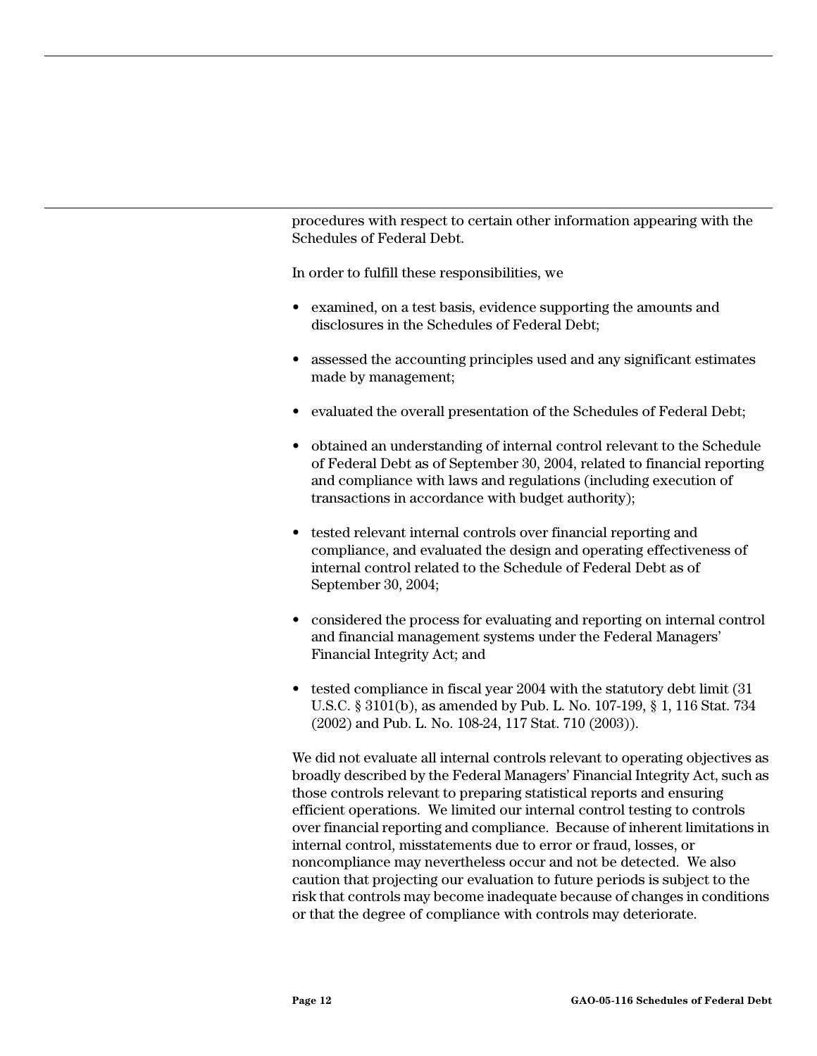procedures with respect to certain other information appearing with the Schedules of Federal Debt.

In order to fulfill these responsibilities, we

- examined, on a test basis, evidence supporting the amounts and disclosures in the Schedules of Federal Debt;
- assessed the accounting principles used and any significant estimates made by management;
- evaluated the overall presentation of the Schedules of Federal Debt;
- obtained an understanding of internal control relevant to the Schedule of Federal Debt as of September 30, 2004, related to financial reporting and compliance with laws and regulations (including execution of transactions in accordance with budget authority);
- tested relevant internal controls over financial reporting and compliance, and evaluated the design and operating effectiveness of internal control related to the Schedule of Federal Debt as of September 30, 2004;
- considered the process for evaluating and reporting on internal control and financial management systems under the Federal Managers' Financial Integrity Act; and
- tested compliance in fiscal year 2004 with the statutory debt limit (31 U.S.C. § 3101(b), as amended by Pub. L. No. 107-199, § 1, 116 Stat. 734 (2002) and Pub. L. No. 108-24, 117 Stat. 710 (2003)).

We did not evaluate all internal controls relevant to operating objectives as broadly described by the Federal Managers' Financial Integrity Act, such as those controls relevant to preparing statistical reports and ensuring efficient operations. We limited our internal control testing to controls over financial reporting and compliance. Because of inherent limitations in internal control, misstatements due to error or fraud, losses, or noncompliance may nevertheless occur and not be detected. We also caution that projecting our evaluation to future periods is subject to the risk that controls may become inadequate because of changes in conditions or that the degree of compliance with controls may deteriorate.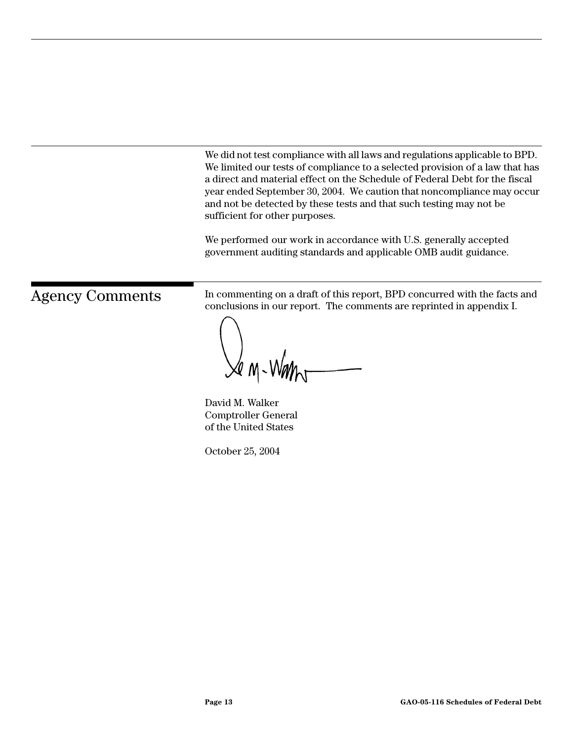We did not test compliance with all laws and regulations applicable to BPD. We limited our tests of compliance to a selected provision of a law that has a direct and material effect on the Schedule of Federal Debt for the fiscal year ended September 30, 2004. We caution that noncompliance may occur and not be detected by these tests and that such testing may not be sufficient for other purposes.

We performed our work in accordance with U.S. generally accepted government auditing standards and applicable OMB audit guidance.

## Agency Comments

In commenting on a draft of this report, BPD concurred with the facts and conclusions in our report. The comments are reprinted in appendix I.

David M. Walker
Comptroller General
of the United States

October 25, 2004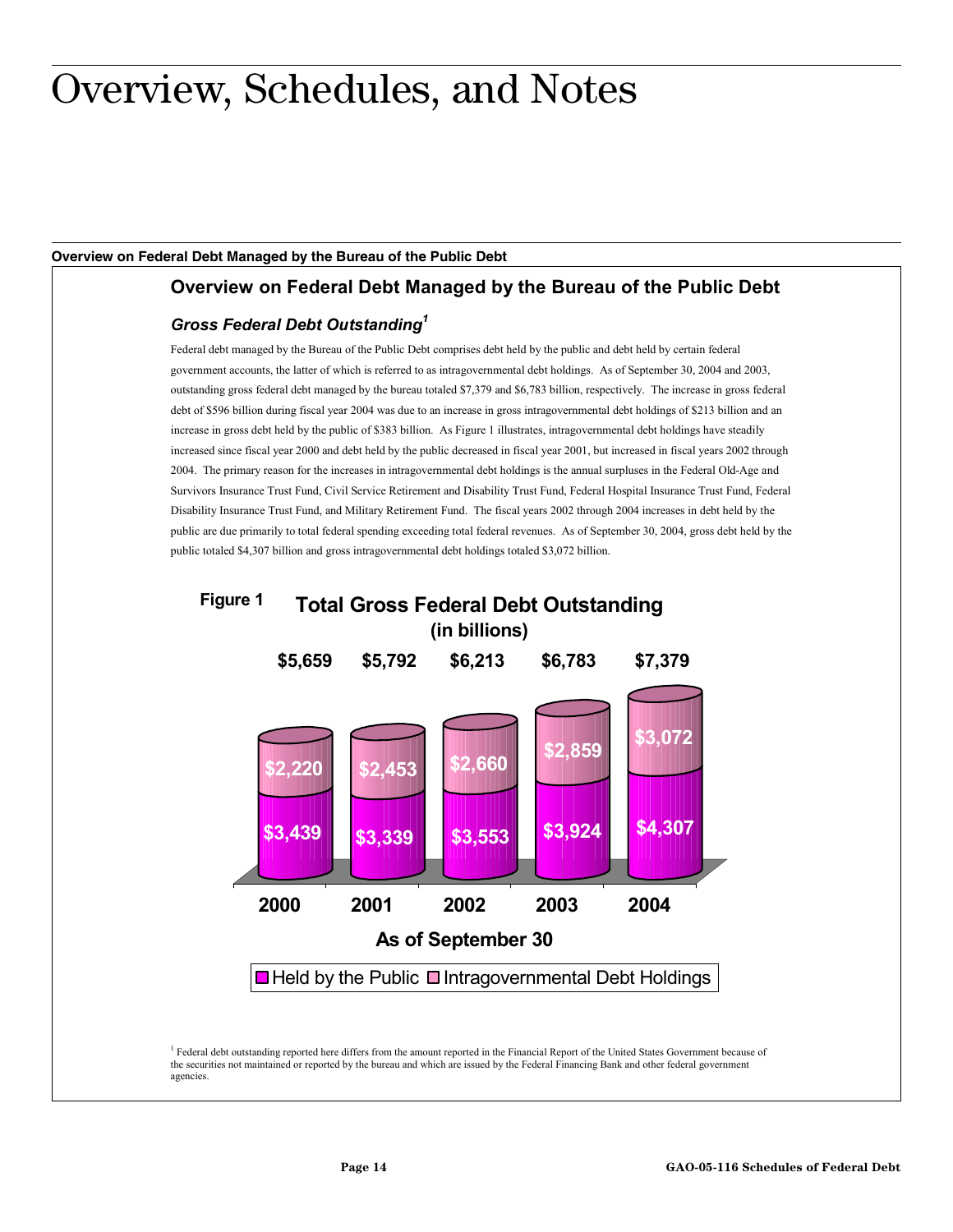# Overview, Schedules, and Notes

**Overview on Federal Debt Managed by the Bureau of the Public Debt**

## Overview on Federal Debt Managed by the Bureau of the Public Debt

### *Gross Federal Debt Outstanding*[1]

Federal debt managed by the Bureau of the Public Debt comprises debt held by the public and debt held by certain federal government accounts, the latter of which is referred to as intragovernmental debt holdings. As of September 30, 2004 and 2003, outstanding gross federal debt managed by the bureau totaled $7,379 and $6,783 billion, respectively. The increase in gross federal debt of $596 billion during fiscal year 2004 was due to an increase in gross intragovernmental debt holdings of $213 billion and an increase in gross debt held by the public of $383 billion. As Figure 1 illustrates, intragovernmental debt holdings have steadily increased since fiscal year 2000 and debt held by the public decreased in fiscal year 2001, but increased in fiscal years 2002 through 2004. The primary reason for the increases in intragovernmental debt holdings is the annual surpluses in the Federal Old-Age and Survivors Insurance Trust Fund, Civil Service Retirement and Disability Trust Fund, Federal Hospital Insurance Trust Fund, Federal Disability Insurance Trust Fund, and Military Retirement Fund. The fiscal years 2002 through 2004 increases in debt held by the public are due primarily to total federal spending exceeding total federal revenues. As of September 30, 2004, gross debt held by the public totaled $4,307 billion and gross intragovernmental debt holdings totaled $3,072 billion.

**Figure 1 Total Gross Federal Debt Outstanding (in billions)**

| As of September 30 | 2000 | 2001 | 2002 | 2003 | 2004 |
|---|---|---|---|---|---|
| Held by the Public | $3,439 | $3,339 | $3,553 | $3,924 | $4,307 |
| Intragovernmental Debt Holdings | $2,220 | $2,453 | $2,660 | $2,859 | $3,072 |
| Total | $5,659 | $5,792 | $6,213 | $6,783 | $7,379 |

[1] Federal debt outstanding reported here differs from the amount reported in the Financial Report of the United States Government because of the securities not maintained or reported by the bureau and which are issued by the Federal Financing Bank and other federal government agencies.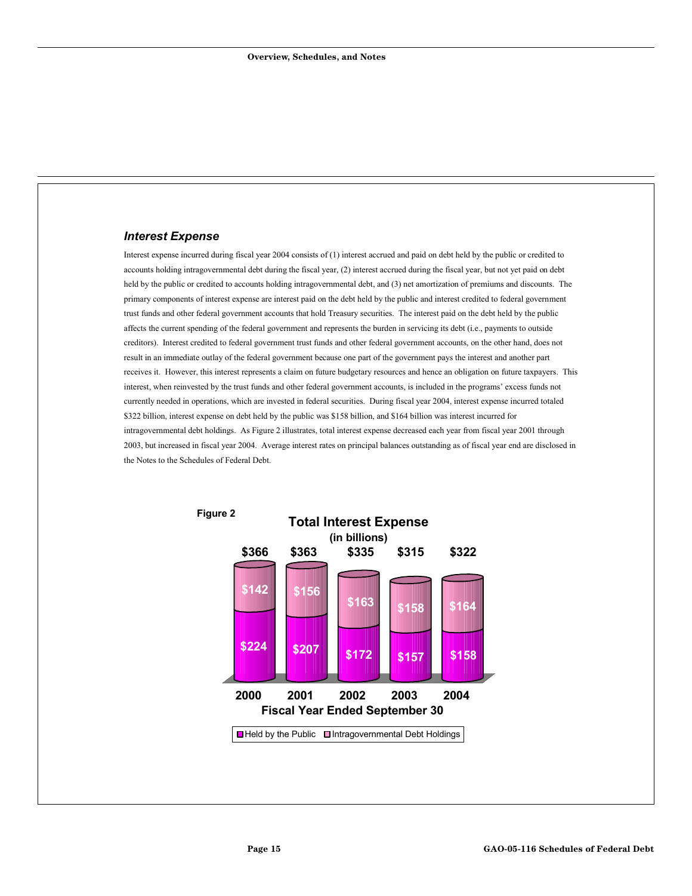### *Interest Expense*

Interest expense incurred during fiscal year 2004 consists of (1) interest accrued and paid on debt held by the public or credited to accounts holding intragovernmental debt during the fiscal year, (2) interest accrued during the fiscal year, but not yet paid on debt held by the public or credited to accounts holding intragovernmental debt, and (3) net amortization of premiums and discounts. The primary components of interest expense are interest paid on the debt held by the public and interest credited to federal government trust funds and other federal government accounts that hold Treasury securities. The interest paid on the debt held by the public affects the current spending of the federal government and represents the burden in servicing its debt (i.e., payments to outside creditors). Interest credited to federal government trust funds and other federal government accounts, on the other hand, does not result in an immediate outlay of the federal government because one part of the government pays the interest and another part receives it. However, this interest represents a claim on future budgetary resources and hence an obligation on future taxpayers. This interest, when reinvested by the trust funds and other federal government accounts, is included in the programs' excess funds not currently needed in operations, which are invested in federal securities. During fiscal year 2004, interest expense incurred totaled $322 billion, interest expense on debt held by the public was $158 billion, and $164 billion was interest incurred for intragovernmental debt holdings. As Figure 2 illustrates, total interest expense decreased each year from fiscal year 2001 through 2003, but increased in fiscal year 2004. Average interest rates on principal balances outstanding as of fiscal year end are disclosed in the Notes to the Schedules of Federal Debt.

**Figure 2**

**Total Interest Expense (in billions)**

| Fiscal Year Ended September 30 | 2000 | 2001 | 2002 | 2003 | 2004 |
|---|---|---|---|---|---|
| Intragovernmental Debt Holdings | $142 | $156 | $163 | $158 | $164 |
| Held by the Public | $224 | $207 | $172 | $157 | $158 |
| Total | $366 | $363 | $335 | $315 | $322 |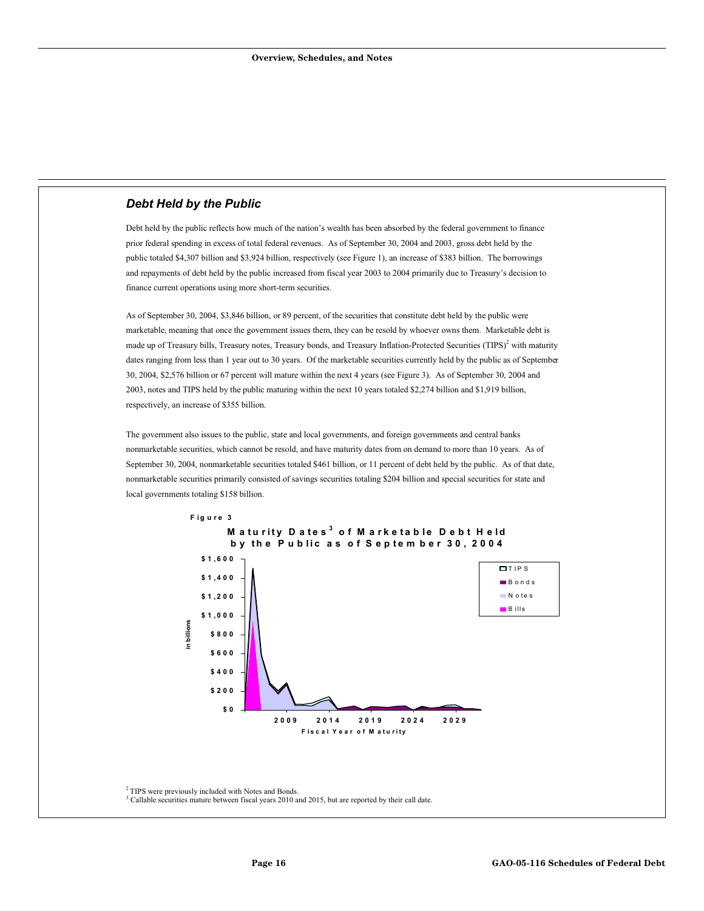## *Debt Held by the Public*

Debt held by the public reflects how much of the nation's wealth has been absorbed by the federal government to finance prior federal spending in excess of total federal revenues. As of September 30, 2004 and 2003, gross debt held by the public totaled $4,307 billion and $3,924 billion, respectively (see Figure 1), an increase of $383 billion. The borrowings and repayments of debt held by the public increased from fiscal year 2003 to 2004 primarily due to Treasury's decision to finance current operations using more short-term securities.

As of September 30, 2004, $3,846 billion, or 89 percent, of the securities that constitute debt held by the public were marketable, meaning that once the government issues them, they can be resold by whoever owns them. Marketable debt is made up of Treasury bills, Treasury notes, Treasury bonds, and Treasury Inflation-Protected Securities (TIPS)[2] with maturity dates ranging from less than 1 year out to 30 years. Of the marketable securities currently held by the public as of September 30, 2004, $2,576 billion or 67 percent will mature within the next 4 years (see Figure 3). As of September 30, 2004 and 2003, notes and TIPS held by the public maturing within the next 10 years totaled $2,274 billion and $1,919 billion, respectively, an increase of $355 billion.

The government also issues to the public, state and local governments, and foreign governments and central banks nonmarketable securities, which cannot be resold, and have maturity dates from on demand to more than 10 years. As of September 30, 2004, nonmarketable securities totaled $461 billion, or 11 percent of debt held by the public. As of that date, nonmarketable securities primarily consisted of savings securities totaling $204 billion and special securities for state and local governments totaling $158 billion.

**Figure 3**

**Maturity Dates[3] of Marketable Debt Held by the Public as of September 30, 2004**

[2] TIPS were previously included with Notes and Bonds.

[3] Callable securities mature between fiscal years 2010 and 2015, but are reported by their call date.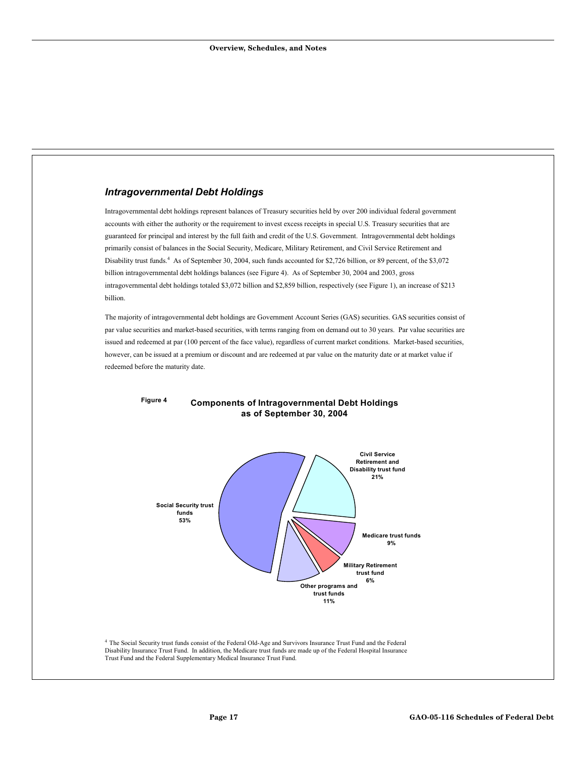## *Intragovernmental Debt Holdings*

Intragovernmental debt holdings represent balances of Treasury securities held by over 200 individual federal government accounts with either the authority or the requirement to invest excess receipts in special U.S. Treasury securities that are guaranteed for principal and interest by the full faith and credit of the U.S. Government. Intragovernmental debt holdings primarily consist of balances in the Social Security, Medicare, Military Retirement, and Civil Service Retirement and Disability trust funds.[4] As of September 30, 2004, such funds accounted for $2,726 billion, or 89 percent, of the $3,072 billion intragovernmental debt holdings balances (see Figure 4). As of September 30, 2004 and 2003, gross intragovernmental debt holdings totaled $3,072 billion and $2,859 billion, respectively (see Figure 1), an increase of $213 billion.

The majority of intragovernmental debt holdings are Government Account Series (GAS) securities. GAS securities consist of par value securities and market-based securities, with terms ranging from on demand out to 30 years. Par value securities are issued and redeemed at par (100 percent of the face value), regardless of current market conditions. Market-based securities, however, can be issued at a premium or discount and are redeemed at par value on the maturity date or at market value if redeemed before the maturity date.

**Figure 4** **Components of Intragovernmental Debt Holdings as of September 30, 2004**

| Component | Percent |
|---|---|
| Social Security trust funds | 53% |
| Civil Service Retirement and Disability trust fund | 21% |
| Medicare trust funds | 9% |
| Military Retirement trust fund | 6% |
| Other programs and trust funds | 11% |

[4] The Social Security trust funds consist of the Federal Old-Age and Survivors Insurance Trust Fund and the Federal Disability Insurance Trust Fund. In addition, the Medicare trust funds are made up of the Federal Hospital Insurance Trust Fund and the Federal Supplementary Medical Insurance Trust Fund.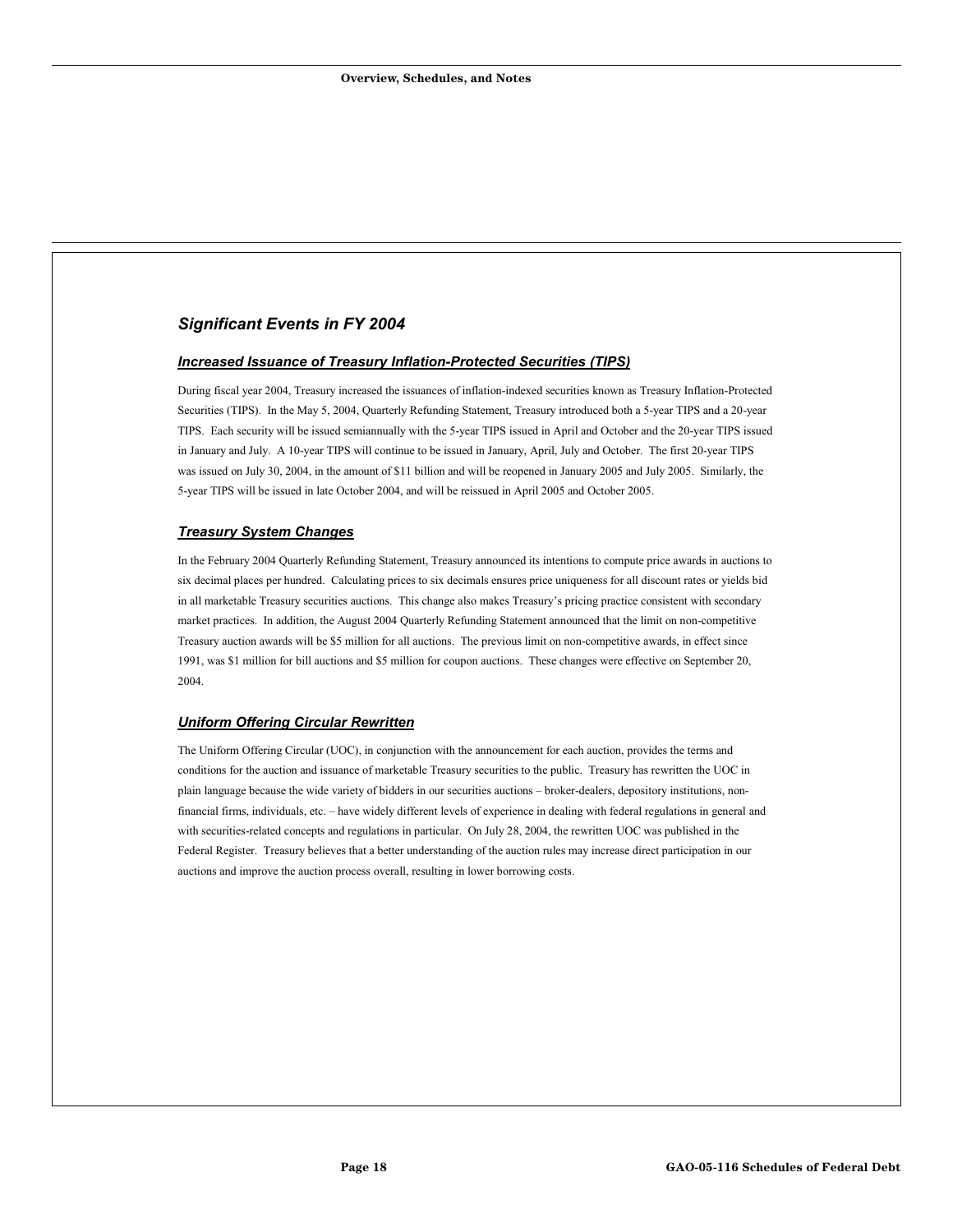## *Significant Events in FY 2004*

### ***Increased Issuance of Treasury Inflation-Protected Securities (TIPS)***

During fiscal year 2004, Treasury increased the issuances of inflation-indexed securities known as Treasury Inflation-Protected Securities (TIPS). In the May 5, 2004, Quarterly Refunding Statement, Treasury introduced both a 5-year TIPS and a 20-year TIPS. Each security will be issued semiannually with the 5-year TIPS issued in April and October and the 20-year TIPS issued in January and July. A 10-year TIPS will continue to be issued in January, April, July and October. The first 20-year TIPS was issued on July 30, 2004, in the amount of $11 billion and will be reopened in January 2005 and July 2005. Similarly, the 5-year TIPS will be issued in late October 2004, and will be reissued in April 2005 and October 2005.

### ***Treasury System Changes***

In the February 2004 Quarterly Refunding Statement, Treasury announced its intentions to compute price awards in auctions to six decimal places per hundred. Calculating prices to six decimals ensures price uniqueness for all discount rates or yields bid in all marketable Treasury securities auctions. This change also makes Treasury's pricing practice consistent with secondary market practices. In addition, the August 2004 Quarterly Refunding Statement announced that the limit on non-competitive Treasury auction awards will be $5 million for all auctions. The previous limit on non-competitive awards, in effect since 1991, was $1 million for bill auctions and $5 million for coupon auctions. These changes were effective on September 20, 2004.

### ***Uniform Offering Circular Rewritten***

The Uniform Offering Circular (UOC), in conjunction with the announcement for each auction, provides the terms and conditions for the auction and issuance of marketable Treasury securities to the public. Treasury has rewritten the UOC in plain language because the wide variety of bidders in our securities auctions – broker-dealers, depository institutions, non-financial firms, individuals, etc. – have widely different levels of experience in dealing with federal regulations in general and with securities-related concepts and regulations in particular. On July 28, 2004, the rewritten UOC was published in the Federal Register. Treasury believes that a better understanding of the auction rules may increase direct participation in our auctions and improve the auction process overall, resulting in lower borrowing costs.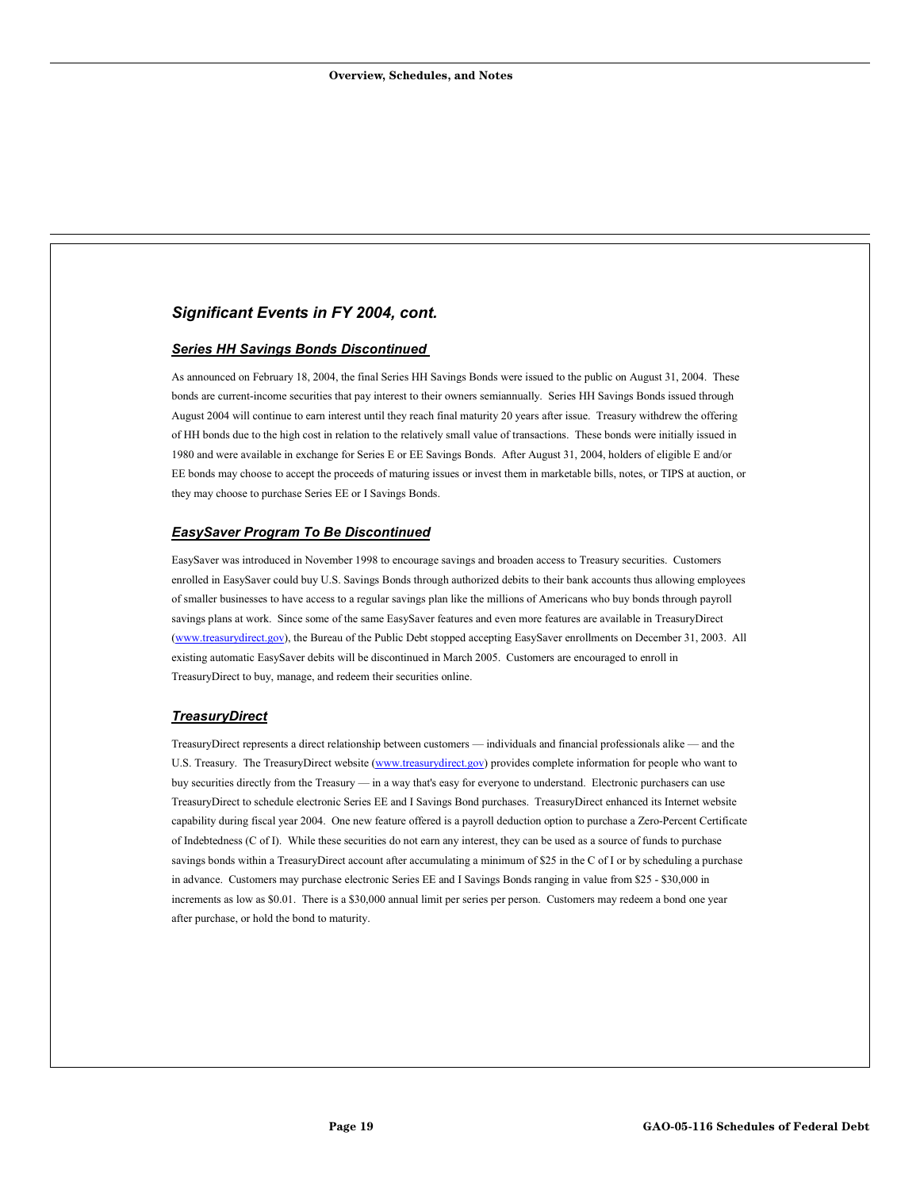## *Significant Events in FY 2004, cont.*

### ***Series HH Savings Bonds Discontinued***

As announced on February 18, 2004, the final Series HH Savings Bonds were issued to the public on August 31, 2004. These bonds are current-income securities that pay interest to their owners semiannually. Series HH Savings Bonds issued through August 2004 will continue to earn interest until they reach final maturity 20 years after issue. Treasury withdrew the offering of HH bonds due to the high cost in relation to the relatively small value of transactions. These bonds were initially issued in 1980 and were available in exchange for Series E or EE Savings Bonds. After August 31, 2004, holders of eligible E and/or EE bonds may choose to accept the proceeds of maturing issues or invest them in marketable bills, notes, or TIPS at auction, or they may choose to purchase Series EE or I Savings Bonds.

### ***EasySaver Program To Be Discontinued***

EasySaver was introduced in November 1998 to encourage savings and broaden access to Treasury securities. Customers enrolled in EasySaver could buy U.S. Savings Bonds through authorized debits to their bank accounts thus allowing employees of smaller businesses to have access to a regular savings plan like the millions of Americans who buy bonds through payroll savings plans at work. Since some of the same EasySaver features and even more features are available in TreasuryDirect (www.treasurydirect.gov), the Bureau of the Public Debt stopped accepting EasySaver enrollments on December 31, 2003. All existing automatic EasySaver debits will be discontinued in March 2005. Customers are encouraged to enroll in TreasuryDirect to buy, manage, and redeem their securities online.

### ***TreasuryDirect***

TreasuryDirect represents a direct relationship between customers — individuals and financial professionals alike — and the U.S. Treasury. The TreasuryDirect website (www.treasurydirect.gov) provides complete information for people who want to buy securities directly from the Treasury — in a way that's easy for everyone to understand. Electronic purchasers can use TreasuryDirect to schedule electronic Series EE and I Savings Bond purchases. TreasuryDirect enhanced its Internet website capability during fiscal year 2004. One new feature offered is a payroll deduction option to purchase a Zero-Percent Certificate of Indebtedness (C of I). While these securities do not earn any interest, they can be used as a source of funds to purchase savings bonds within a TreasuryDirect account after accumulating a minimum of $25 in the C of I or by scheduling a purchase in advance. Customers may purchase electronic Series EE and I Savings Bonds ranging in value from $25 - $30,000 in increments as low as $0.01. There is a $30,000 annual limit per series per person. Customers may redeem a bond one year after purchase, or hold the bond to maturity.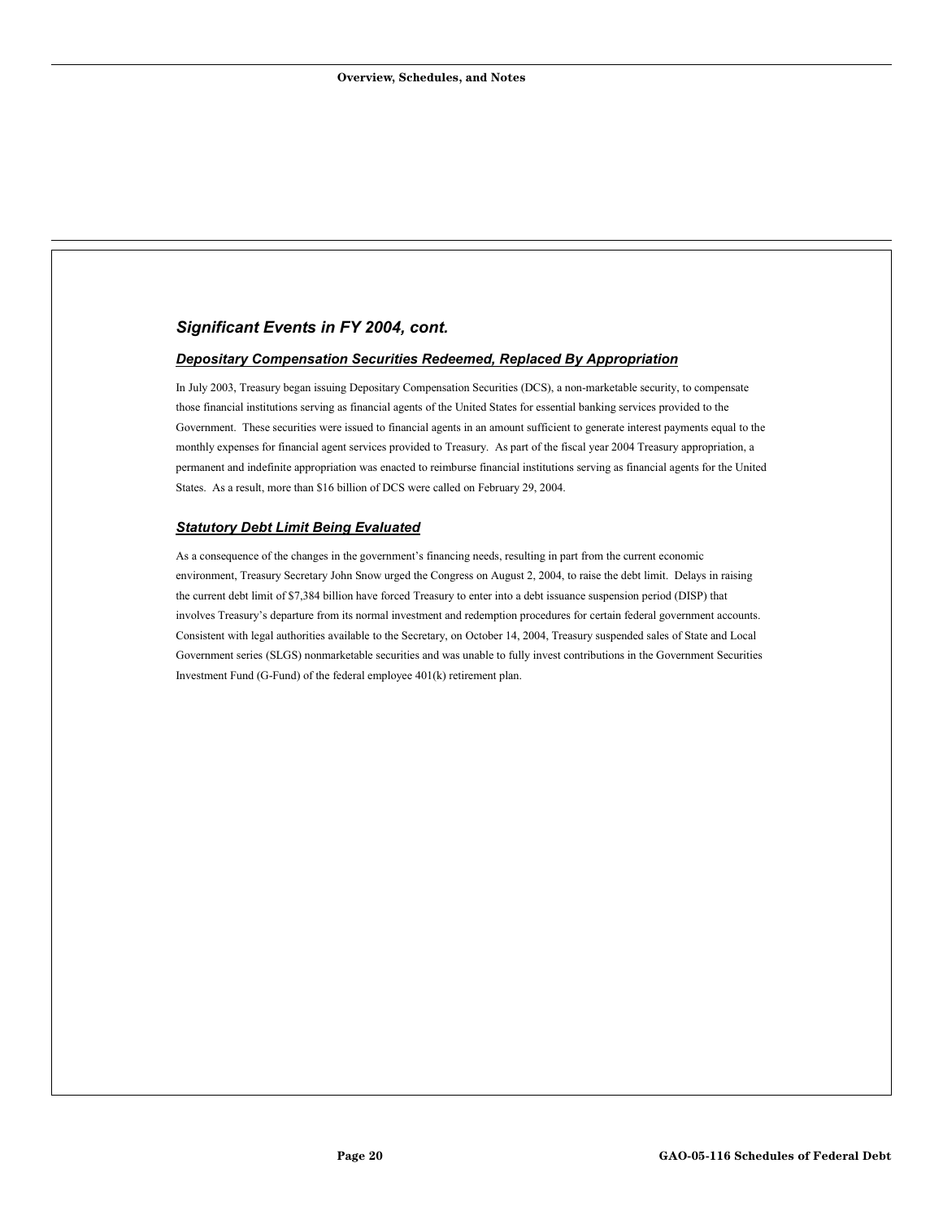## *Significant Events in FY 2004, cont.*

### ***Depositary Compensation Securities Redeemed, Replaced By Appropriation***

In July 2003, Treasury began issuing Depositary Compensation Securities (DCS), a non-marketable security, to compensate those financial institutions serving as financial agents of the United States for essential banking services provided to the Government. These securities were issued to financial agents in an amount sufficient to generate interest payments equal to the monthly expenses for financial agent services provided to Treasury. As part of the fiscal year 2004 Treasury appropriation, a permanent and indefinite appropriation was enacted to reimburse financial institutions serving as financial agents for the United States. As a result, more than $16 billion of DCS were called on February 29, 2004.

### ***Statutory Debt Limit Being Evaluated***

As a consequence of the changes in the government's financing needs, resulting in part from the current economic environment, Treasury Secretary John Snow urged the Congress on August 2, 2004, to raise the debt limit. Delays in raising the current debt limit of $7,384 billion have forced Treasury to enter into a debt issuance suspension period (DISP) that involves Treasury's departure from its normal investment and redemption procedures for certain federal government accounts. Consistent with legal authorities available to the Secretary, on October 14, 2004, Treasury suspended sales of State and Local Government series (SLGS) nonmarketable securities and was unable to fully invest contributions in the Government Securities Investment Fund (G-Fund) of the federal employee 401(k) retirement plan.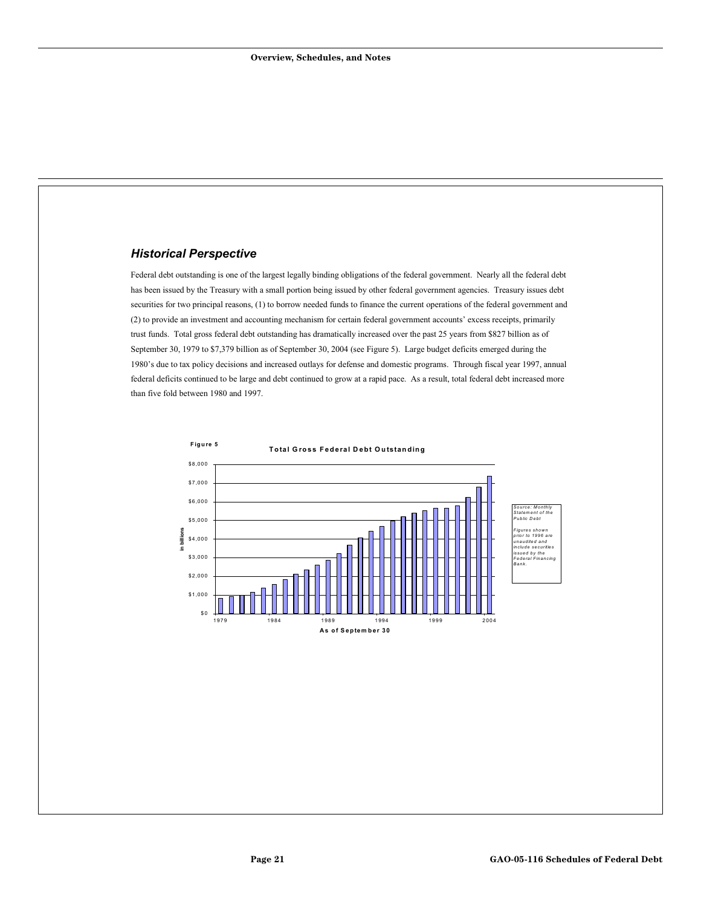## Historical Perspective

Federal debt outstanding is one of the largest legally binding obligations of the federal government. Nearly all the federal debt has been issued by the Treasury with a small portion being issued by other federal government agencies. Treasury issues debt securities for two principal reasons, (1) to borrow needed funds to finance the current operations of the federal government and (2) to provide an investment and accounting mechanism for certain federal government accounts' excess receipts, primarily trust funds. Total gross federal debt outstanding has dramatically increased over the past 25 years from $827 billion as of September 30, 1979 to $7,379 billion as of September 30, 2004 (see Figure 5). Large budget deficits emerged during the 1980's due to tax policy decisions and increased outlays for defense and domestic programs. Through fiscal year 1997, annual federal deficits continued to be large and debt continued to grow at a rapid pace. As a result, total federal debt increased more than five fold between 1980 and 1997.

Figure 5

**Total Gross Federal Debt Outstanding**

*Source: Monthly Statement of the Public Debt*

*Figures shown prior to 1996 are unaudited and include securities issued by the Federal Financing Bank.*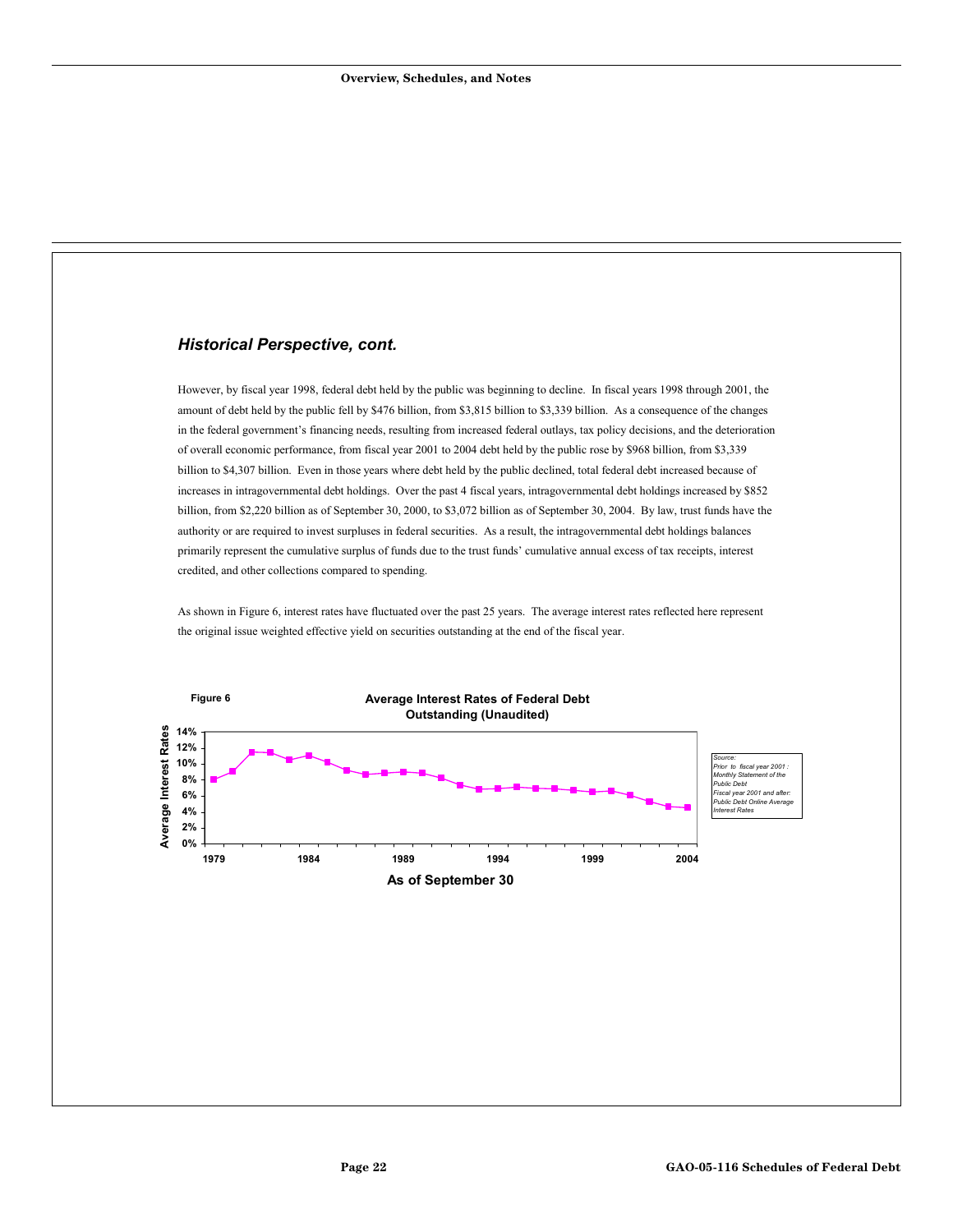## Historical Perspective, cont.

However, by fiscal year 1998, federal debt held by the public was beginning to decline. In fiscal years 1998 through 2001, the amount of debt held by the public fell by $476 billion, from $3,815 billion to $3,339 billion. As a consequence of the changes in the federal government's financing needs, resulting from increased federal outlays, tax policy decisions, and the deterioration of overall economic performance, from fiscal year 2001 to 2004 debt held by the public rose by $968 billion, from $3,339 billion to $4,307 billion. Even in those years where debt held by the public declined, total federal debt increased because of increases in intragovernmental debt holdings. Over the past 4 fiscal years, intragovernmental debt holdings increased by $852 billion, from $2,220 billion as of September 30, 2000, to $3,072 billion as of September 30, 2004. By law, trust funds have the authority or are required to invest surpluses in federal securities. As a result, the intragovernmental debt holdings balances primarily represent the cumulative surplus of funds due to the trust funds' cumulative annual excess of tax receipts, interest credited, and other collections compared to spending.

As shown in Figure 6, interest rates have fluctuated over the past 25 years. The average interest rates reflected here represent the original issue weighted effective yield on securities outstanding at the end of the fiscal year.

**Figure 6**

**Average Interest Rates of Federal Debt Outstanding (Unaudited)**

*Source: Prior to fiscal year 2001: Monthly Statement of the Public Debt; Fiscal year 2001 and after: Public Debt Online Average Interest Rates*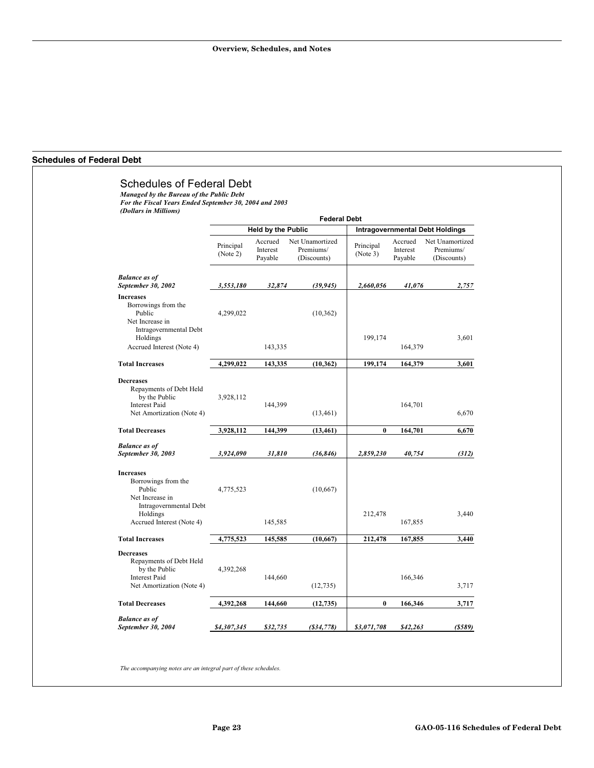## Schedules of Federal Debt

# Schedules of Federal Debt

***Managed by the Bureau of the Public Debt***
***For the Fiscal Years Ended September 30, 2004 and 2003***
***(Dollars in Millions)***

| | Federal Debt | | | | | |
|---|---|---|---|---|---|---|
| | Held by the Public | | | Intragovernmental Debt Holdings | | |
| | Principal (Note 2) | Accrued Interest Payable | Net Unamortized Premiums/ (Discounts) | Principal (Note 3) | Accrued Interest Payable | Net Unamortized Premiums/ (Discounts) |
| ***Balance as of September 30, 2002*** | ***3,553,180*** | ***32,874*** | ***(39,945)*** | ***2,660,056*** | ***41,076*** | ***2,757*** |
| **Increases** | | | | | | |
| Borrowings from the Public | 4,299,022 | | (10,362) | | | |
| Net Increase in Intragovernmental Debt Holdings | | | | 199,174 | | 3,601 |
| Accrued Interest (Note 4) | | 143,335 | | | 164,379 | |
| **Total Increases** | **4,299,022** | **143,335** | **(10,362)** | **199,174** | **164,379** | **3,601** |
| **Decreases** | | | | | | |
| Repayments of Debt Held by the Public | 3,928,112 | | | | | |
| Interest Paid | | 144,399 | | | 164,701 | |
| Net Amortization (Note 4) | | | (13,461) | | | 6,670 |
| **Total Decreases** | **3,928,112** | **144,399** | **(13,461)** | **0** | **164,701** | **6,670** |
| ***Balance as of September 30, 2003*** | ***3,924,090*** | ***31,810*** | ***(36,846)*** | ***2,859,230*** | ***40,754*** | ***(312)*** |
| **Increases** | | | | | | |
| Borrowings from the Public | 4,775,523 | | (10,667) | | | |
| Net Increase in Intragovernmental Debt Holdings | | | | 212,478 | | 3,440 |
| Accrued Interest (Note 4) | | 145,585 | | | 167,855 | |
| **Total Increases** | **4,775,523** | **145,585** | **(10,667)** | **212,478** | **167,855** | **3,440** |
| **Decreases** | | | | | | |
| Repayments of Debt Held by the Public | 4,392,268 | | | | | |
| Interest Paid | | 144,660 | | | 166,346 | |
| Net Amortization (Note 4) | | | (12,735) | | | 3,717 |
| **Total Decreases** | **4,392,268** | **144,660** | **(12,735)** | **0** | **166,346** | **3,717** |
| ***Balance as of September 30, 2004*** | ***$4,307,345*** | ***$32,735*** | ***($34,778)*** | ***$3,071,708*** | ***$42,263*** | ***($589)*** |

*The accompanying notes are an integral part of these schedules.*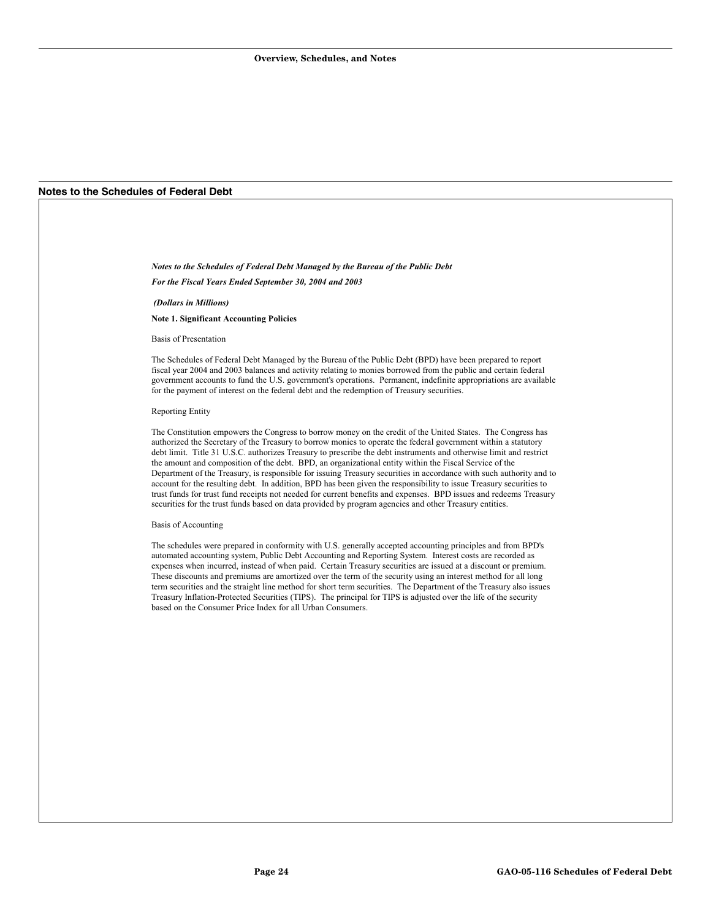## Notes to the Schedules of Federal Debt

*Notes to the Schedules of Federal Debt Managed by the Bureau of the Public Debt*

*For the Fiscal Years Ended September 30, 2004 and 2003*

*(Dollars in Millions)*

**Note 1. Significant Accounting Policies**

Basis of Presentation

The Schedules of Federal Debt Managed by the Bureau of the Public Debt (BPD) have been prepared to report fiscal year 2004 and 2003 balances and activity relating to monies borrowed from the public and certain federal government accounts to fund the U.S. government's operations. Permanent, indefinite appropriations are available for the payment of interest on the federal debt and the redemption of Treasury securities.

Reporting Entity

The Constitution empowers the Congress to borrow money on the credit of the United States. The Congress has authorized the Secretary of the Treasury to borrow monies to operate the federal government within a statutory debt limit. Title 31 U.S.C. authorizes Treasury to prescribe the debt instruments and otherwise limit and restrict the amount and composition of the debt. BPD, an organizational entity within the Fiscal Service of the Department of the Treasury, is responsible for issuing Treasury securities in accordance with such authority and to account for the resulting debt. In addition, BPD has been given the responsibility to issue Treasury securities to trust funds for trust fund receipts not needed for current benefits and expenses. BPD issues and redeems Treasury securities for the trust funds based on data provided by program agencies and other Treasury entities.

Basis of Accounting

The schedules were prepared in conformity with U.S. generally accepted accounting principles and from BPD's automated accounting system, Public Debt Accounting and Reporting System. Interest costs are recorded as expenses when incurred, instead of when paid. Certain Treasury securities are issued at a discount or premium. These discounts and premiums are amortized over the term of the security using an interest method for all long term securities and the straight line method for short term securities. The Department of the Treasury also issues Treasury Inflation-Protected Securities (TIPS). The principal for TIPS is adjusted over the life of the security based on the Consumer Price Index for all Urban Consumers.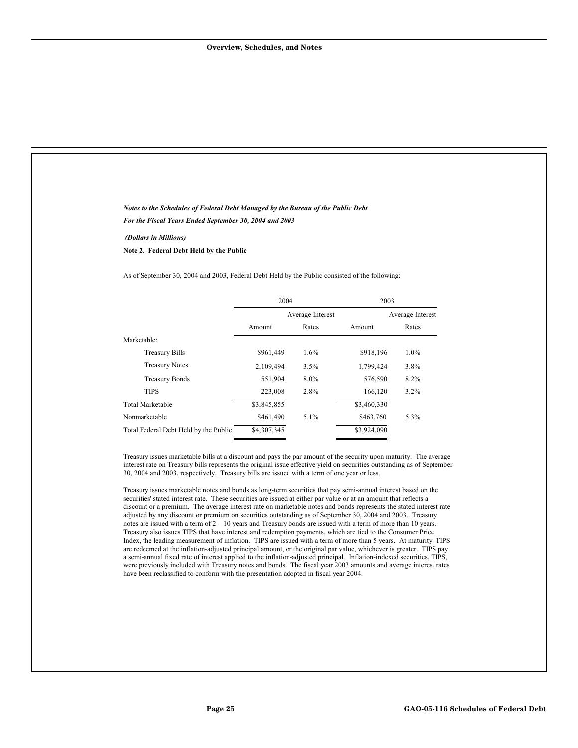*Notes to the Schedules of Federal Debt Managed by the Bureau of the Public Debt*

*For the Fiscal Years Ended September 30, 2004 and 2003*

*(Dollars in Millions)*

**Note 2. Federal Debt Held by the Public**

As of September 30, 2004 and 2003, Federal Debt Held by the Public consisted of the following:

| | 2004 | | 2003 | |
|---|---|---|---|---|
| | Amount | Average Interest Rates | Amount | Average Interest Rates |
| Marketable: | | | | |
| Treasury Bills | $961,449 | 1.6% | $918,196 | 1.0% |
| Treasury Notes | 2,109,494 | 3.5% | 1,799,424 | 3.8% |
| Treasury Bonds | 551,904 | 8.0% | 576,590 | 8.2% |
| TIPS | 223,008 | 2.8% | 166,120 | 3.2% |
| Total Marketable | $3,845,855 | | $3,460,330 | |
| Nonmarketable | $461,490 | 5.1% | $463,760 | 5.3% |
| Total Federal Debt Held by the Public | $4,307,345 | | $3,924,090 | |

Treasury issues marketable bills at a discount and pays the par amount of the security upon maturity. The average interest rate on Treasury bills represents the original issue effective yield on securities outstanding as of September 30, 2004 and 2003, respectively. Treasury bills are issued with a term of one year or less.

Treasury issues marketable notes and bonds as long-term securities that pay semi-annual interest based on the securities' stated interest rate. These securities are issued at either par value or at an amount that reflects a discount or a premium. The average interest rate on marketable notes and bonds represents the stated interest rate adjusted by any discount or premium on securities outstanding as of September 30, 2004 and 2003. Treasury notes are issued with a term of 2 – 10 years and Treasury bonds are issued with a term of more than 10 years. Treasury also issues TIPS that have interest and redemption payments, which are tied to the Consumer Price Index, the leading measurement of inflation. TIPS are issued with a term of more than 5 years. At maturity, TIPS are redeemed at the inflation-adjusted principal amount, or the original par value, whichever is greater. TIPS pay a semi-annual fixed rate of interest applied to the inflation-adjusted principal. Inflation-indexed securities, TIPS, were previously included with Treasury notes and bonds. The fiscal year 2003 amounts and average interest rates have been reclassified to conform with the presentation adopted in fiscal year 2004.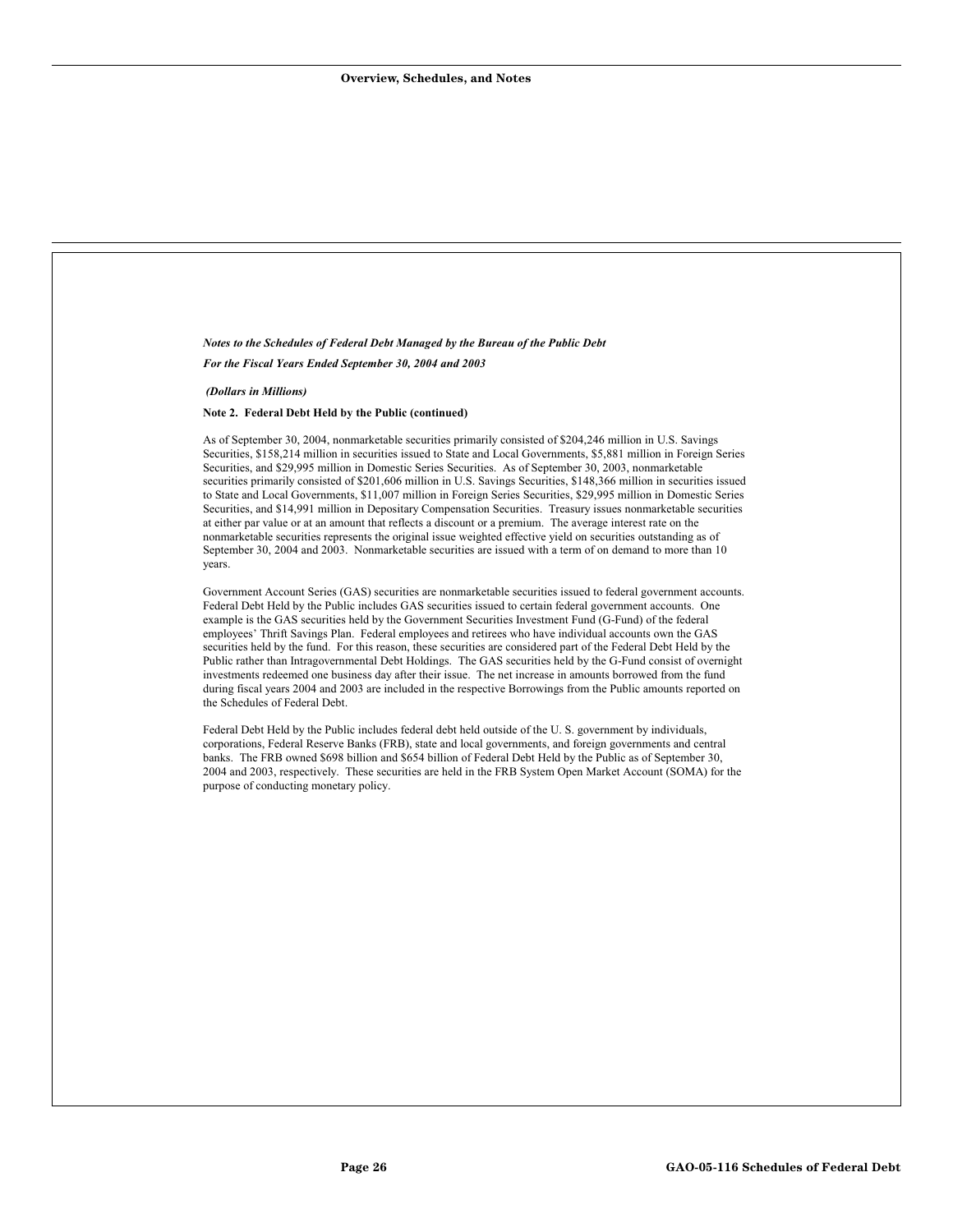*Notes to the Schedules of Federal Debt Managed by the Bureau of the Public Debt*

*For the Fiscal Years Ended September 30, 2004 and 2003*

*(Dollars in Millions)*

**Note 2. Federal Debt Held by the Public (continued)**

As of September 30, 2004, nonmarketable securities primarily consisted of $204,246 million in U.S. Savings Securities, $158,214 million in securities issued to State and Local Governments, $5,881 million in Foreign Series Securities, and $29,995 million in Domestic Series Securities. As of September 30, 2003, nonmarketable securities primarily consisted of $201,606 million in U.S. Savings Securities, $148,366 million in securities issued to State and Local Governments, $11,007 million in Foreign Series Securities, $29,995 million in Domestic Series Securities, and $14,991 million in Depositary Compensation Securities. Treasury issues nonmarketable securities at either par value or at an amount that reflects a discount or a premium. The average interest rate on the nonmarketable securities represents the original issue weighted effective yield on securities outstanding as of September 30, 2004 and 2003. Nonmarketable securities are issued with a term of on demand to more than 10 years.

Government Account Series (GAS) securities are nonmarketable securities issued to federal government accounts. Federal Debt Held by the Public includes GAS securities issued to certain federal government accounts. One example is the GAS securities held by the Government Securities Investment Fund (G-Fund) of the federal employees' Thrift Savings Plan. Federal employees and retirees who have individual accounts own the GAS securities held by the fund. For this reason, these securities are considered part of the Federal Debt Held by the Public rather than Intragovernmental Debt Holdings. The GAS securities held by the G-Fund consist of overnight investments redeemed one business day after their issue. The net increase in amounts borrowed from the fund during fiscal years 2004 and 2003 are included in the respective Borrowings from the Public amounts reported on the Schedules of Federal Debt.

Federal Debt Held by the Public includes federal debt held outside of the U. S. government by individuals, corporations, Federal Reserve Banks (FRB), state and local governments, and foreign governments and central banks. The FRB owned $698 billion and $654 billion of Federal Debt Held by the Public as of September 30, 2004 and 2003, respectively. These securities are held in the FRB System Open Market Account (SOMA) for the purpose of conducting monetary policy.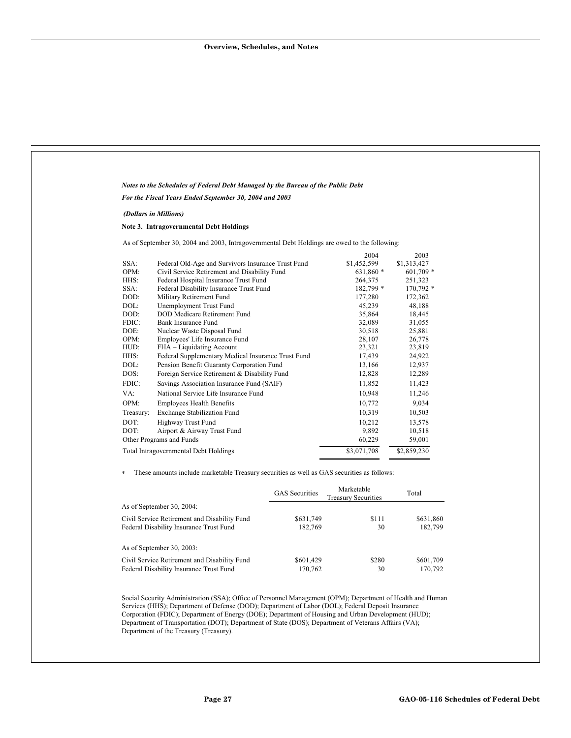*Notes to the Schedules of Federal Debt Managed by the Bureau of the Public Debt*

*For the Fiscal Years Ended September 30, 2004 and 2003*

*(Dollars in Millions)*

**Note 3. Intragovernmental Debt Holdings**

As of September 30, 2004 and 2003, Intragovernmental Debt Holdings are owed to the following:

| | | 2004 | 2003 |
|---|---|---|---|
| SSA: | Federal Old-Age and Survivors Insurance Trust Fund | $1,452,599 | $1,313,427 |
| OPM: | Civil Service Retirement and Disability Fund | 631,860 * | 601,709 * |
| HHS: | Federal Hospital Insurance Trust Fund | 264,375 | 251,323 |
| SSA: | Federal Disability Insurance Trust Fund | 182,799 * | 170,792 * |
| DOD: | Military Retirement Fund | 177,280 | 172,362 |
| DOL: | Unemployment Trust Fund | 45,239 | 48,188 |
| DOD: | DOD Medicare Retirement Fund | 35,864 | 18,445 |
| FDIC: | Bank Insurance Fund | 32,089 | 31,055 |
| DOE: | Nuclear Waste Disposal Fund | 30,518 | 25,881 |
| OPM: | Employees' Life Insurance Fund | 28,107 | 26,778 |
| HUD: | FHA – Liquidating Account | 23,321 | 23,819 |
| HHS: | Federal Supplementary Medical Insurance Trust Fund | 17,439 | 24,922 |
| DOL: | Pension Benefit Guaranty Corporation Fund | 13,166 | 12,937 |
| DOS: | Foreign Service Retirement & Disability Fund | 12,828 | 12,289 |
| FDIC: | Savings Association Insurance Fund (SAIF) | 11,852 | 11,423 |
| VA: | National Service Life Insurance Fund | 10,948 | 11,246 |
| OPM: | Employees Health Benefits | 10,772 | 9,034 |
| Treasury: | Exchange Stabilization Fund | 10,319 | 10,503 |
| DOT: | Highway Trust Fund | 10,212 | 13,578 |
| DOT: | Airport & Airway Trust Fund | 9,892 | 10,518 |
| Other Programs and Funds | | 60,229 | 59,001 |
| Total Intragovernmental Debt Holdings | | $3,071,708 | $2,859,230 |

\* These amounts include marketable Treasury securities as well as GAS securities as follows:

| | GAS Securities | Marketable Treasury Securities | Total |
|---|---|---|---|
| As of September 30, 2004: | | | |
| Civil Service Retirement and Disability Fund | $631,749 | $111 | $631,860 |
| Federal Disability Insurance Trust Fund | 182,769 | 30 | 182,799 |
| As of September 30, 2003: | | | |
| Civil Service Retirement and Disability Fund | $601,429 | $280 | $601,709 |
| Federal Disability Insurance Trust Fund | 170,762 | 30 | 170,792 |

Social Security Administration (SSA); Office of Personnel Management (OPM); Department of Health and Human Services (HHS); Department of Defense (DOD); Department of Labor (DOL); Federal Deposit Insurance Corporation (FDIC); Department of Energy (DOE); Department of Housing and Urban Development (HUD); Department of Transportation (DOT); Department of State (DOS); Department of Veterans Affairs (VA); Department of the Treasury (Treasury).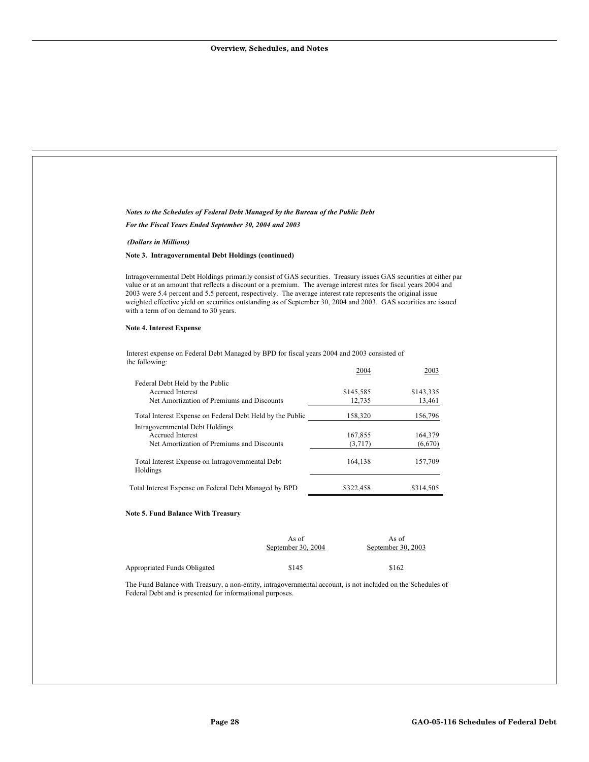*Notes to the Schedules of Federal Debt Managed by the Bureau of the Public Debt*

*For the Fiscal Years Ended September 30, 2004 and 2003*

*(Dollars in Millions)*

**Note 3. Intragovernmental Debt Holdings (continued)**

Intragovernmental Debt Holdings primarily consist of GAS securities. Treasury issues GAS securities at either par value or at an amount that reflects a discount or a premium. The average interest rates for fiscal years 2004 and 2003 were 5.4 percent and 5.5 percent, respectively. The average interest rate represents the original issue weighted effective yield on securities outstanding as of September 30, 2004 and 2003. GAS securities are issued with a term of on demand to 30 years.

**Note 4. Interest Expense**

Interest expense on Federal Debt Managed by BPD for fiscal years 2004 and 2003 consisted of the following:

| | 2004 | 2003 |
|---|---|---|
| Federal Debt Held by the Public | | |
| Accrued Interest | $145,585 | $143,335 |
| Net Amortization of Premiums and Discounts | 12,735 | 13,461 |
| Total Interest Expense on Federal Debt Held by the Public | 158,320 | 156,796 |
| Intragovernmental Debt Holdings | | |
| Accrued Interest | 167,855 | 164,379 |
| Net Amortization of Premiums and Discounts | (3,717) | (6,670) |
| Total Interest Expense on Intragovernmental Debt Holdings | 164,138 | 157,709 |
| Total Interest Expense on Federal Debt Managed by BPD | $322,458 | $314,505 |

**Note 5. Fund Balance With Treasury**

| | As of September 30, 2004 | As of September 30, 2003 |
|---|---|---|
| Appropriated Funds Obligated | $145 | $162 |

The Fund Balance with Treasury, a non-entity, intragovernmental account, is not included on the Schedules of Federal Debt and is presented for informational purposes.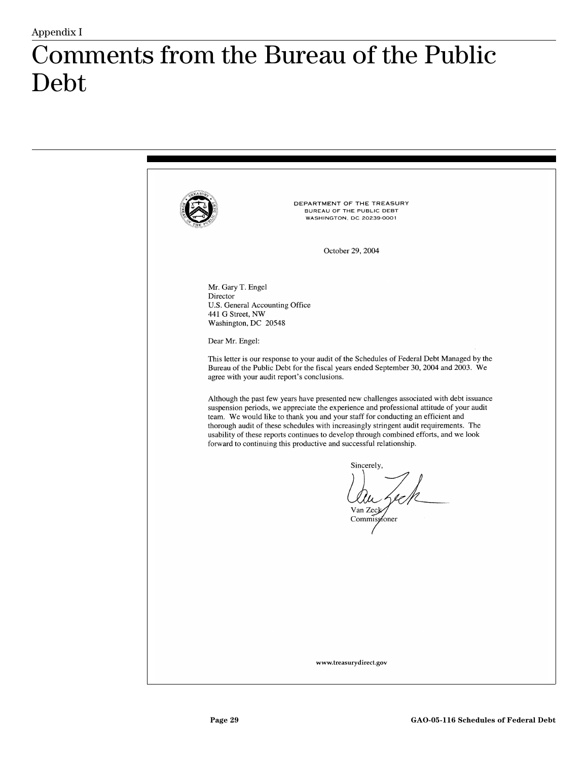Appendix I

# Comments from the Bureau of the Public Debt

DEPARTMENT OF THE TREASURY
BUREAU OF THE PUBLIC DEBT
WASHINGTON, DC 20239-0001

October 29, 2004

Mr. Gary T. Engel
Director
U.S. General Accounting Office
441 G Street, NW
Washington, DC 20548

Dear Mr. Engel:

This letter is our response to your audit of the Schedules of Federal Debt Managed by the Bureau of the Public Debt for the fiscal years ended September 30, 2004 and 2003. We agree with your audit report's conclusions.

Although the past few years have presented new challenges associated with debt issuance suspension periods, we appreciate the experience and professional attitude of your audit team. We would like to thank you and your staff for conducting an efficient and thorough audit of these schedules with increasingly stringent audit requirements. The usability of these reports continues to develop through combined efforts, and we look forward to continuing this productive and successful relationship.

Sincerely,

Van Zeck
Commissioner

www.treasurydirect.gov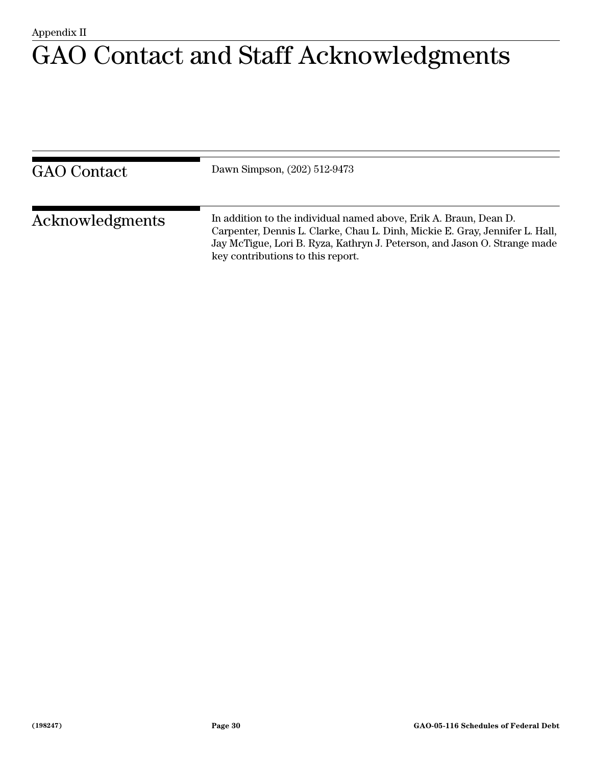Appendix II

# GAO Contact and Staff Acknowledgments

## GAO Contact

Dawn Simpson, (202) 512-9473

## Acknowledgments

In addition to the individual named above, Erik A. Braun, Dean D. Carpenter, Dennis L. Clarke, Chau L. Dinh, Mickie E. Gray, Jennifer L. Hall, Jay McTigue, Lori B. Ryza, Kathryn J. Peterson, and Jason O. Strange made key contributions to this report.

(198247)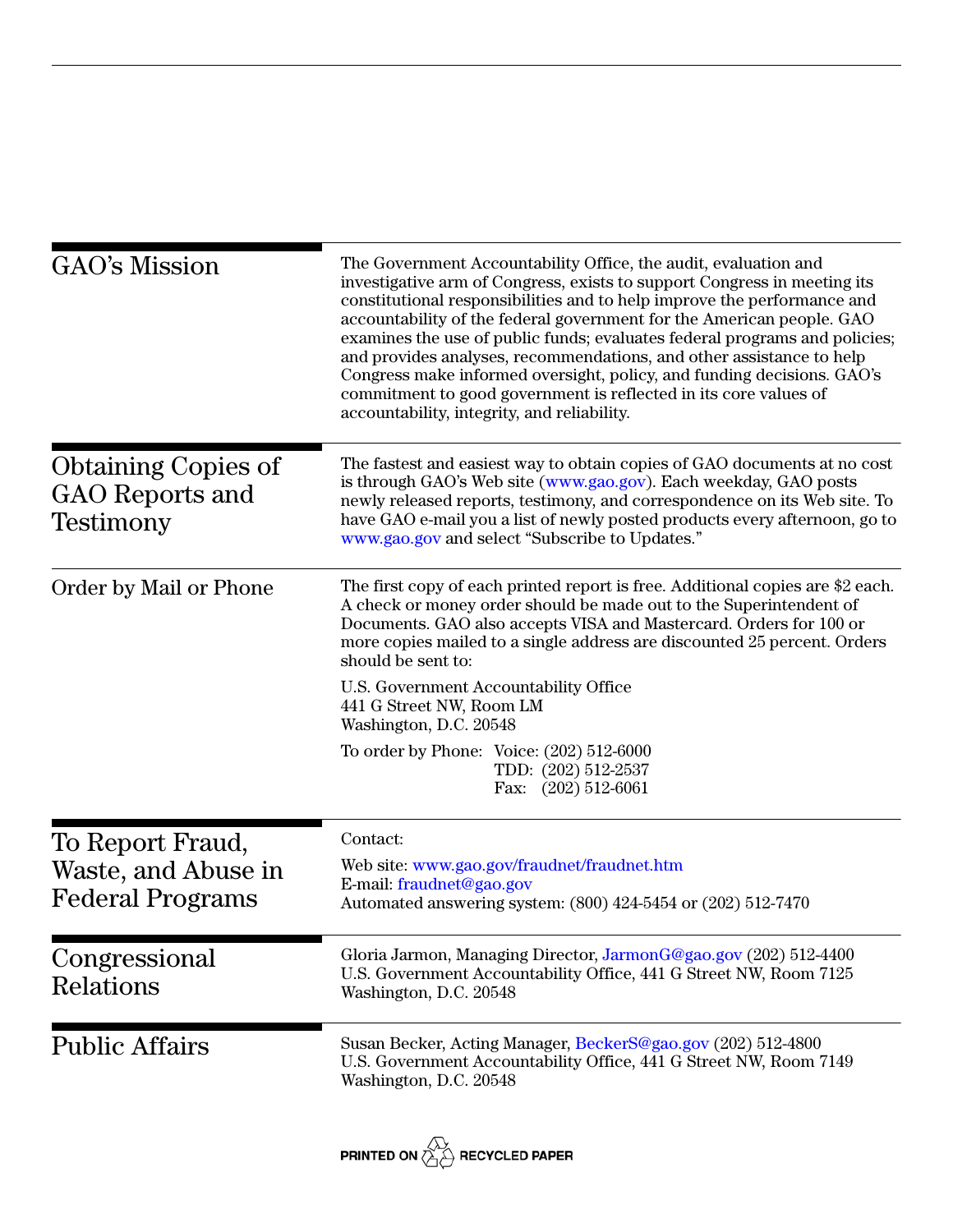## GAO's Mission

The Government Accountability Office, the audit, evaluation and investigative arm of Congress, exists to support Congress in meeting its constitutional responsibilities and to help improve the performance and accountability of the federal government for the American people. GAO examines the use of public funds; evaluates federal programs and policies; and provides analyses, recommendations, and other assistance to help Congress make informed oversight, policy, and funding decisions. GAO's commitment to good government is reflected in its core values of accountability, integrity, and reliability.

## Obtaining Copies of GAO Reports and Testimony

The fastest and easiest way to obtain copies of GAO documents at no cost is through GAO's Web site (www.gao.gov). Each weekday, GAO posts newly released reports, testimony, and correspondence on its Web site. To have GAO e-mail you a list of newly posted products every afternoon, go to www.gao.gov and select "Subscribe to Updates."

### Order by Mail or Phone

The first copy of each printed report is free. Additional copies are $2 each. A check or money order should be made out to the Superintendent of Documents. GAO also accepts VISA and Mastercard. Orders for 100 or more copies mailed to a single address are discounted 25 percent. Orders should be sent to:

U.S. Government Accountability Office
441 G Street NW, Room LM
Washington, D.C. 20548

To order by Phone: Voice: (202) 512-6000
TDD: (202) 512-2537
Fax: (202) 512-6061

## To Report Fraud, Waste, and Abuse in Federal Programs

Contact:

Web site: www.gao.gov/fraudnet/fraudnet.htm
E-mail: fraudnet@gao.gov
Automated answering system: (800) 424-5454 or (202) 512-7470

## Congressional Relations

Gloria Jarmon, Managing Director, JarmonG@gao.gov (202) 512-4400
U.S. Government Accountability Office, 441 G Street NW, Room 7125
Washington, D.C. 20548

## Public Affairs

Susan Becker, Acting Manager, BeckerS@gao.gov (202) 512-4800
U.S. Government Accountability Office, 441 G Street NW, Room 7149
Washington, D.C. 20548

PRINTED ON RECYCLED PAPER